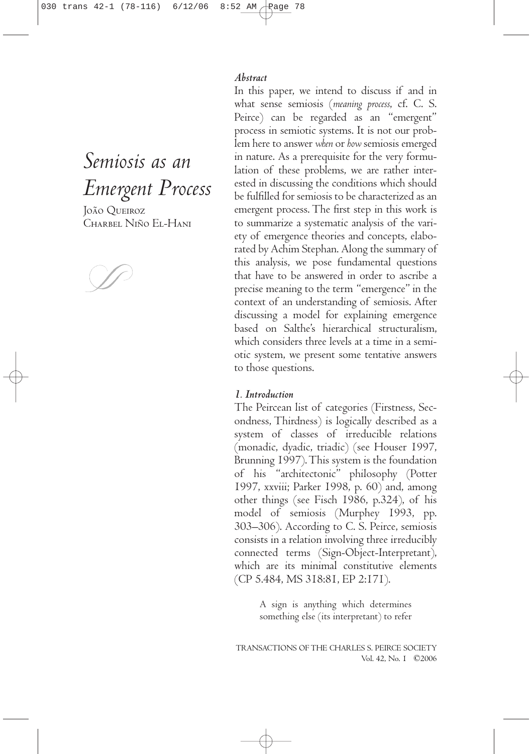# *Semiosis as an Emergent Process*

João Queiroz
Charbel Niño El-Hani

### *Abstract*

In this paper, we intend to discuss if and in what sense semiosis (*meaning process*, cf. C. S. Peirce) can be regarded as an "emergent" process in semiotic systems. It is not our problem here to answer *when* or *how* semiosis emerged in nature. As a prerequisite for the very formulation of these problems, we are rather interested in discussing the conditions which should be fulfilled for semiosis to be characterized as an emergent process. The first step in this work is to summarize a systematic analysis of the variety of emergence theories and concepts, elaborated by Achim Stephan. Along the summary of this analysis, we pose fundamental questions that have to be answered in order to ascribe a precise meaning to the term "emergence" in the context of an understanding of semiosis. After discussing a model for explaining emergence based on Salthe's hierarchical structuralism, which considers three levels at a time in a semiotic system, we present some tentative answers to those questions.

### *1. Introduction*

The Peircean list of categories (Firstness, Secondness, Thirdness) is logically described as a system of classes of irreducible relations (monadic, dyadic, triadic) (see Houser 1997, Brunning 1997). This system is the foundation of his "architectonic" philosophy (Potter 1997, xxviii; Parker 1998, p. 60) and, among other things (see Fisch 1986, p.324), of his model of semiosis (Murphey 1993, pp. 303–306). According to C. S. Peirce, semiosis consists in a relation involving three irreducibly connected terms (Sign-Object-Interpretant), which are its minimal constitutive elements (CP 5.484, MS 318:81, EP 2:171).

> A sign is anything which determines something else (its interpretant) to refer

TRANSACTIONS OF THE CHARLES S. PEIRCE SOCIETY
Vol. 42, No. 1 ©2006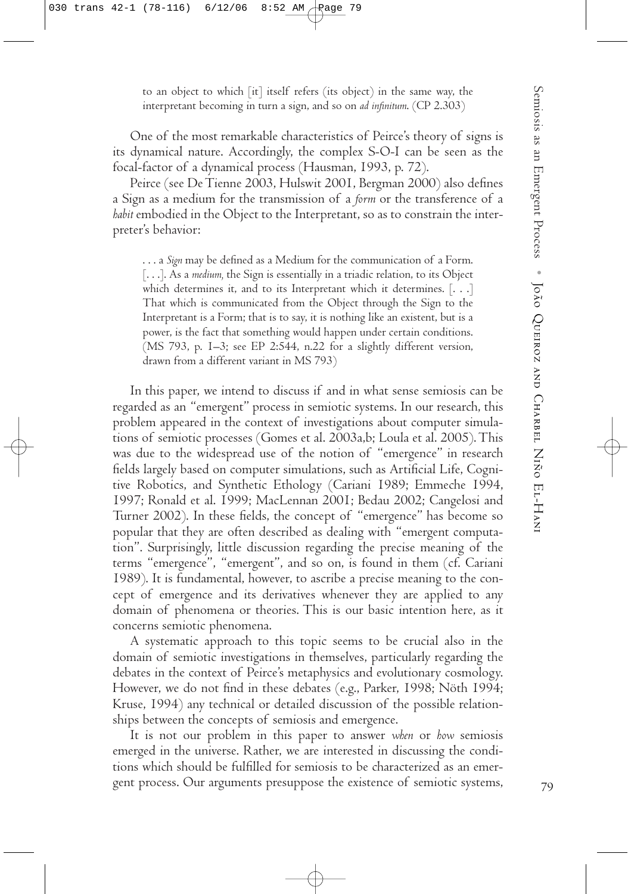> to an object to which [it] itself refers (its object) in the same way, the interpretant becoming in turn a sign, and so on *ad infinitum*. (CP 2.303)

One of the most remarkable characteristics of Peirce's theory of signs is its dynamical nature. Accordingly, the complex S-O-I can be seen as the focal-factor of a dynamical process (Hausman, 1993, p. 72).

Peirce (see De Tienne 2003, Hulswit 2001, Bergman 2000) also defines a Sign as a medium for the transmission of a *form* or the transference of a *habit* embodied in the Object to the Interpretant, so as to constrain the interpreter's behavior:

> . . . a *Sign* may be defined as a Medium for the communication of a Form. [. . .]. As a *medium,* the Sign is essentially in a triadic relation, to its Object which determines it, and to its Interpretant which it determines. [. . .] That which is communicated from the Object through the Sign to the Interpretant is a Form; that is to say, it is nothing like an existent, but is a power, is the fact that something would happen under certain conditions. (MS 793, p. 1–3; see EP 2:544, n.22 for a slightly different version, drawn from a different variant in MS 793)

In this paper, we intend to discuss if and in what sense semiosis can be regarded as an "emergent" process in semiotic systems. In our research, this problem appeared in the context of investigations about computer simulations of semiotic processes (Gomes et al. 2003a,b; Loula et al. 2005). This was due to the widespread use of the notion of "emergence" in research fields largely based on computer simulations, such as Artificial Life, Cognitive Robotics, and Synthetic Ethology (Cariani 1989; Emmeche 1994, 1997; Ronald et al. 1999; MacLennan 2001; Bedau 2002; Cangelosi and Turner 2002). In these fields, the concept of "emergence" has become so popular that they are often described as dealing with "emergent computation". Surprisingly, little discussion regarding the precise meaning of the terms "emergence", "emergent", and so on, is found in them (cf. Cariani 1989). It is fundamental, however, to ascribe a precise meaning to the concept of emergence and its derivatives whenever they are applied to any domain of phenomena or theories. This is our basic intention here, as it concerns semiotic phenomena.

A systematic approach to this topic seems to be crucial also in the domain of semiotic investigations in themselves, particularly regarding the debates in the context of Peirce's metaphysics and evolutionary cosmology. However, we do not find in these debates (e.g., Parker, 1998; Nöth 1994; Kruse, 1994) any technical or detailed discussion of the possible relationships between the concepts of semiosis and emergence.

It is not our problem in this paper to answer *when* or *how* semiosis emerged in the universe. Rather, we are interested in discussing the conditions which should be fulfilled for semiosis to be characterized as an emergent process. Our arguments presuppose the existence of semiotic systems,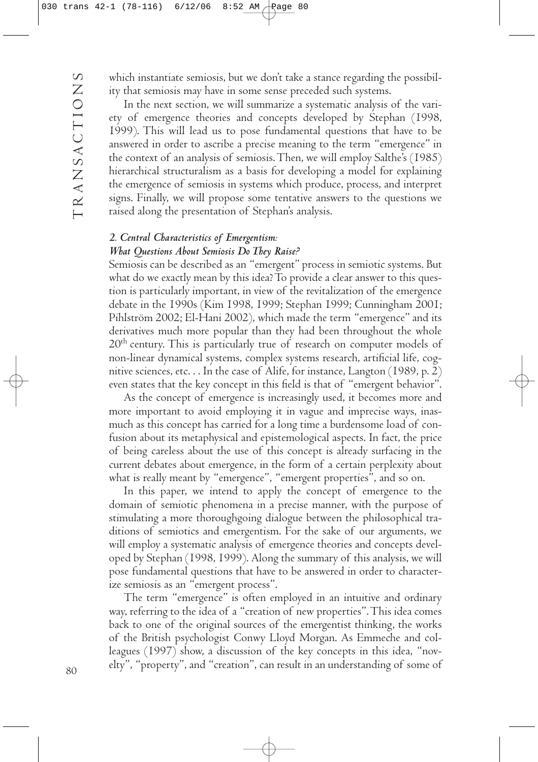which instantiate semiosis, but we don't take a stance regarding the possibility that semiosis may have in some sense preceded such systems.

In the next section, we will summarize a systematic analysis of the variety of emergence theories and concepts developed by Stephan (1998, 1999). This will lead us to pose fundamental questions that have to be answered in order to ascribe a precise meaning to the term "emergence" in the context of an analysis of semiosis. Then, we will employ Salthe's (1985) hierarchical structuralism as a basis for developing a model for explaining the emergence of semiosis in systems which produce, process, and interpret signs. Finally, we will propose some tentative answers to the questions we raised along the presentation of Stephan's analysis.

## *2. Central Characteristics of Emergentism: What Questions About Semiosis Do They Raise?*

Semiosis can be described as an "emergent" process in semiotic systems. But what do we exactly mean by this idea? To provide a clear answer to this question is particularly important, in view of the revitalization of the emergence debate in the 1990s (Kim 1998, 1999; Stephan 1999; Cunningham 2001; Pihlström 2002; El-Hani 2002), which made the term "emergence" and its derivatives much more popular than they had been throughout the whole 20th century. This is particularly true of research on computer models of non-linear dynamical systems, complex systems research, artificial life, cognitive sciences, etc. . . In the case of Alife, for instance, Langton (1989, p. 2) even states that the key concept in this field is that of "emergent behavior".

As the concept of emergence is increasingly used, it becomes more and more important to avoid employing it in vague and imprecise ways, inasmuch as this concept has carried for a long time a burdensome load of confusion about its metaphysical and epistemological aspects. In fact, the price of being careless about the use of this concept is already surfacing in the current debates about emergence, in the form of a certain perplexity about what is really meant by "emergence", "emergent properties", and so on.

In this paper, we intend to apply the concept of emergence to the domain of semiotic phenomena in a precise manner, with the purpose of stimulating a more thoroughgoing dialogue between the philosophical traditions of semiotics and emergentism. For the sake of our arguments, we will employ a systematic analysis of emergence theories and concepts developed by Stephan (1998, 1999). Along the summary of this analysis, we will pose fundamental questions that have to be answered in order to characterize semiosis as an "emergent process".

The term "emergence" is often employed in an intuitive and ordinary way, referring to the idea of a "creation of new properties". This idea comes back to one of the original sources of the emergentist thinking, the works of the British psychologist Conwy Lloyd Morgan. As Emmeche and colleagues (1997) show, a discussion of the key concepts in this idea, "novelty", "property", and "creation", can result in an understanding of some of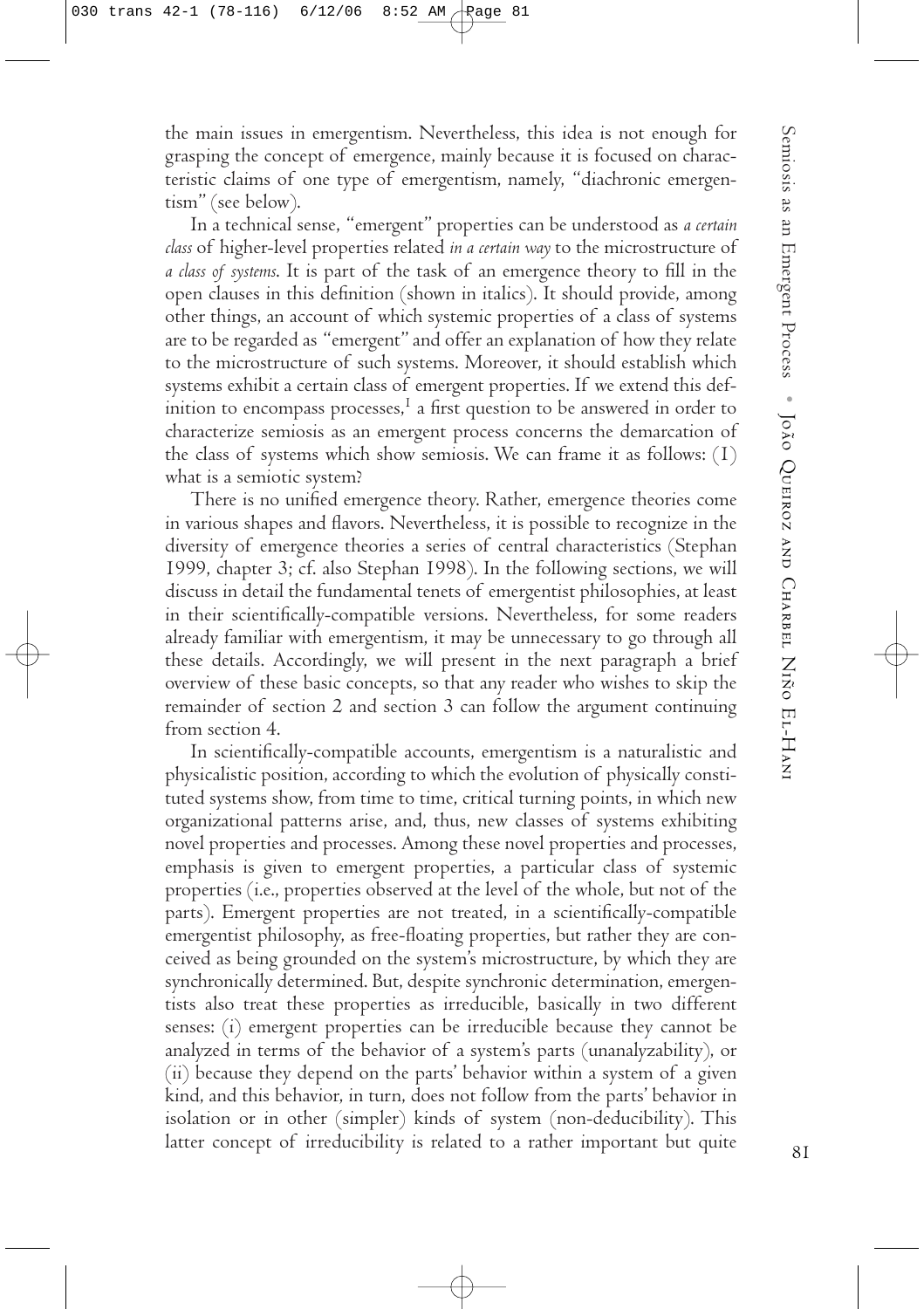the main issues in emergentism. Nevertheless, this idea is not enough for grasping the concept of emergence, mainly because it is focused on characteristic claims of one type of emergentism, namely, "diachronic emergentism" (see below).

In a technical sense, "emergent" properties can be understood as *a certain class* of higher-level properties related *in a certain way* to the microstructure of *a class of systems*. It is part of the task of an emergence theory to fill in the open clauses in this definition (shown in italics). It should provide, among other things, an account of which systemic properties of a class of systems are to be regarded as "emergent" and offer an explanation of how they relate to the microstructure of such systems. Moreover, it should establish which systems exhibit a certain class of emergent properties. If we extend this definition to encompass processes,[1] a first question to be answered in order to characterize semiosis as an emergent process concerns the demarcation of the class of systems which show semiosis. We can frame it as follows: (1) what is a semiotic system?

There is no unified emergence theory. Rather, emergence theories come in various shapes and flavors. Nevertheless, it is possible to recognize in the diversity of emergence theories a series of central characteristics (Stephan 1999, chapter 3; cf. also Stephan 1998). In the following sections, we will discuss in detail the fundamental tenets of emergentist philosophies, at least in their scientifically-compatible versions. Nevertheless, for some readers already familiar with emergentism, it may be unnecessary to go through all these details. Accordingly, we will present in the next paragraph a brief overview of these basic concepts, so that any reader who wishes to skip the remainder of section 2 and section 3 can follow the argument continuing from section 4.

In scientifically-compatible accounts, emergentism is a naturalistic and physicalistic position, according to which the evolution of physically constituted systems show, from time to time, critical turning points, in which new organizational patterns arise, and, thus, new classes of systems exhibiting novel properties and processes. Among these novel properties and processes, emphasis is given to emergent properties, a particular class of systemic properties (i.e., properties observed at the level of the whole, but not of the parts). Emergent properties are not treated, in a scientifically-compatible emergentist philosophy, as free-floating properties, but rather they are conceived as being grounded on the system's microstructure, by which they are synchronically determined. But, despite synchronic determination, emergentists also treat these properties as irreducible, basically in two different senses: (i) emergent properties can be irreducible because they cannot be analyzed in terms of the behavior of a system's parts (unanalyzability), or (ii) because they depend on the parts' behavior within a system of a given kind, and this behavior, in turn, does not follow from the parts' behavior in isolation or in other (simpler) kinds of system (non-deducibility). This latter concept of irreducibility is related to a rather important but quite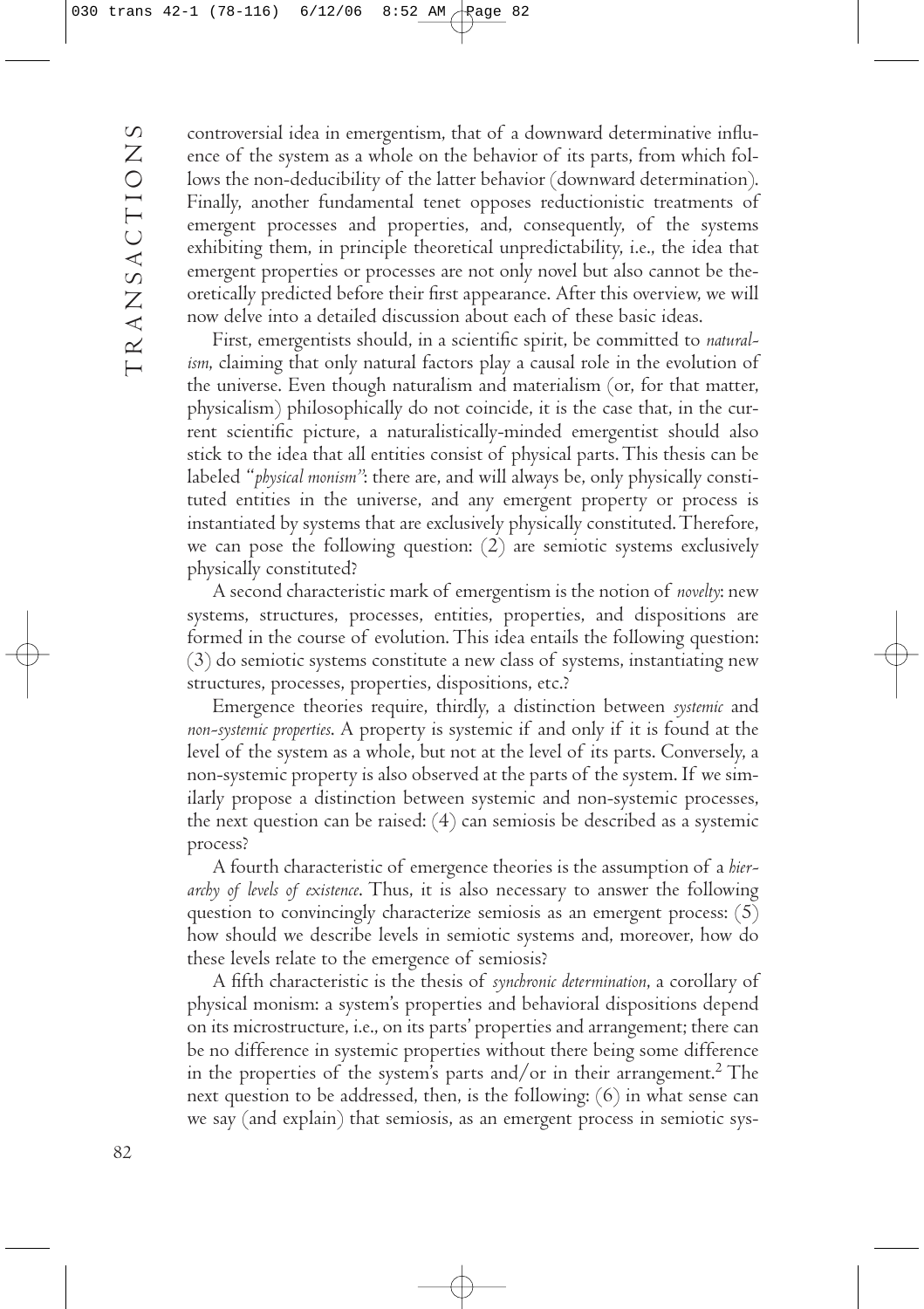controversial idea in emergentism, that of a downward determinative influence of the system as a whole on the behavior of its parts, from which follows the non-deducibility of the latter behavior (downward determination). Finally, another fundamental tenet opposes reductionistic treatments of emergent processes and properties, and, consequently, of the systems exhibiting them, in principle theoretical unpredictability, i.e., the idea that emergent properties or processes are not only novel but also cannot be theoretically predicted before their first appearance. After this overview, we will now delve into a detailed discussion about each of these basic ideas.

First, emergentists should, in a scientific spirit, be committed to *naturalism*, claiming that only natural factors play a causal role in the evolution of the universe. Even though naturalism and materialism (or, for that matter, physicalism) philosophically do not coincide, it is the case that, in the current scientific picture, a naturalistically-minded emergentist should also stick to the idea that all entities consist of physical parts. This thesis can be labeled "*physical monism*": there are, and will always be, only physically constituted entities in the universe, and any emergent property or process is instantiated by systems that are exclusively physically constituted. Therefore, we can pose the following question: (2) are semiotic systems exclusively physically constituted?

A second characteristic mark of emergentism is the notion of *novelty*: new systems, structures, processes, entities, properties, and dispositions are formed in the course of evolution. This idea entails the following question: (3) do semiotic systems constitute a new class of systems, instantiating new structures, processes, properties, dispositions, etc.?

Emergence theories require, thirdly, a distinction between *systemic* and *non-systemic properties*. A property is systemic if and only if it is found at the level of the system as a whole, but not at the level of its parts. Conversely, a non-systemic property is also observed at the parts of the system. If we similarly propose a distinction between systemic and non-systemic processes, the next question can be raised: (4) can semiosis be described as a systemic process?

A fourth characteristic of emergence theories is the assumption of a *hierarchy of levels of existence*. Thus, it is also necessary to answer the following question to convincingly characterize semiosis as an emergent process: (5) how should we describe levels in semiotic systems and, moreover, how do these levels relate to the emergence of semiosis?

A fifth characteristic is the thesis of *synchronic determination*, a corollary of physical monism: a system's properties and behavioral dispositions depend on its microstructure, i.e., on its parts' properties and arrangement; there can be no difference in systemic properties without there being some difference in the properties of the system's parts and/or in their arrangement.[2] The next question to be addressed, then, is the following: (6) in what sense can we say (and explain) that semiosis, as an emergent process in semiotic sys-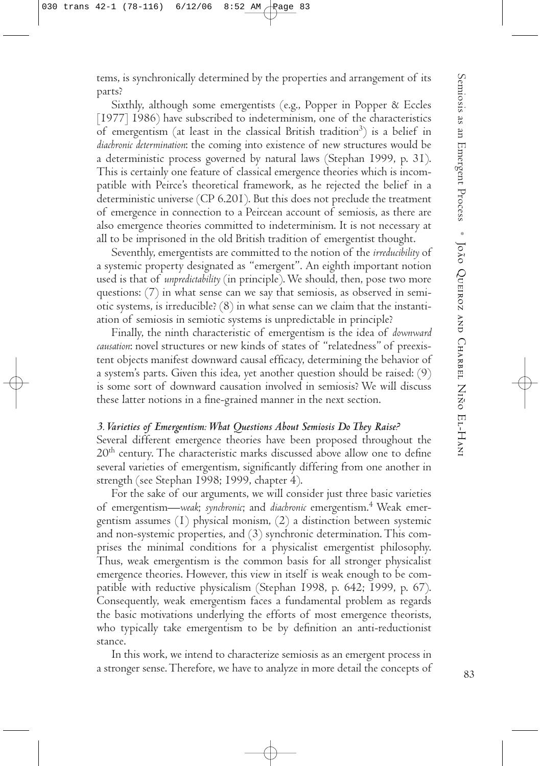tems, is synchronically determined by the properties and arrangement of its parts?

Sixthly, although some emergentists (e.g., Popper in Popper & Eccles [1977] 1986) have subscribed to indeterminism, one of the characteristics of emergentism (at least in the classical British tradition[3]) is a belief in *diachronic determination*: the coming into existence of new structures would be a deterministic process governed by natural laws (Stephan 1999, p. 31). This is certainly one feature of classical emergence theories which is incompatible with Peirce's theoretical framework, as he rejected the belief in a deterministic universe (CP 6.201). But this does not preclude the treatment of emergence in connection to a Peircean account of semiosis, as there are also emergence theories committed to indeterminism. It is not necessary at all to be imprisoned in the old British tradition of emergentist thought.

Seventhly, emergentists are committed to the notion of the *irreducibility* of a systemic property designated as "emergent". An eighth important notion used is that of *unpredictability* (in principle). We should, then, pose two more questions: (7) in what sense can we say that semiosis, as observed in semiotic systems, is irreducible? (8) in what sense can we claim that the instantiation of semiosis in semiotic systems is unpredictable in principle?

Finally, the ninth characteristic of emergentism is the idea of *downward causation*: novel structures or new kinds of states of "relatedness" of preexistent objects manifest downward causal efficacy, determining the behavior of a system's parts. Given this idea, yet another question should be raised: (9) is some sort of downward causation involved in semiosis? We will discuss these latter notions in a fine-grained manner in the next section.

### *3. Varieties of Emergentism: What Questions About Semiosis Do They Raise?*

Several different emergence theories have been proposed throughout the 20th century. The characteristic marks discussed above allow one to define several varieties of emergentism, significantly differing from one another in strength (see Stephan 1998; 1999, chapter 4).

For the sake of our arguments, we will consider just three basic varieties of emergentism—*weak*; *synchronic*; and *diachronic* emergentism.[4] Weak emergentism assumes (1) physical monism, (2) a distinction between systemic and non-systemic properties, and (3) synchronic determination. This comprises the minimal conditions for a physicalist emergentist philosophy. Thus, weak emergentism is the common basis for all stronger physicalist emergence theories. However, this view in itself is weak enough to be compatible with reductive physicalism (Stephan 1998, p. 642; 1999, p. 67). Consequently, weak emergentism faces a fundamental problem as regards the basic motivations underlying the efforts of most emergence theorists, who typically take emergentism to be by definition an anti-reductionist stance.

In this work, we intend to characterize semiosis as an emergent process in a stronger sense. Therefore, we have to analyze in more detail the concepts of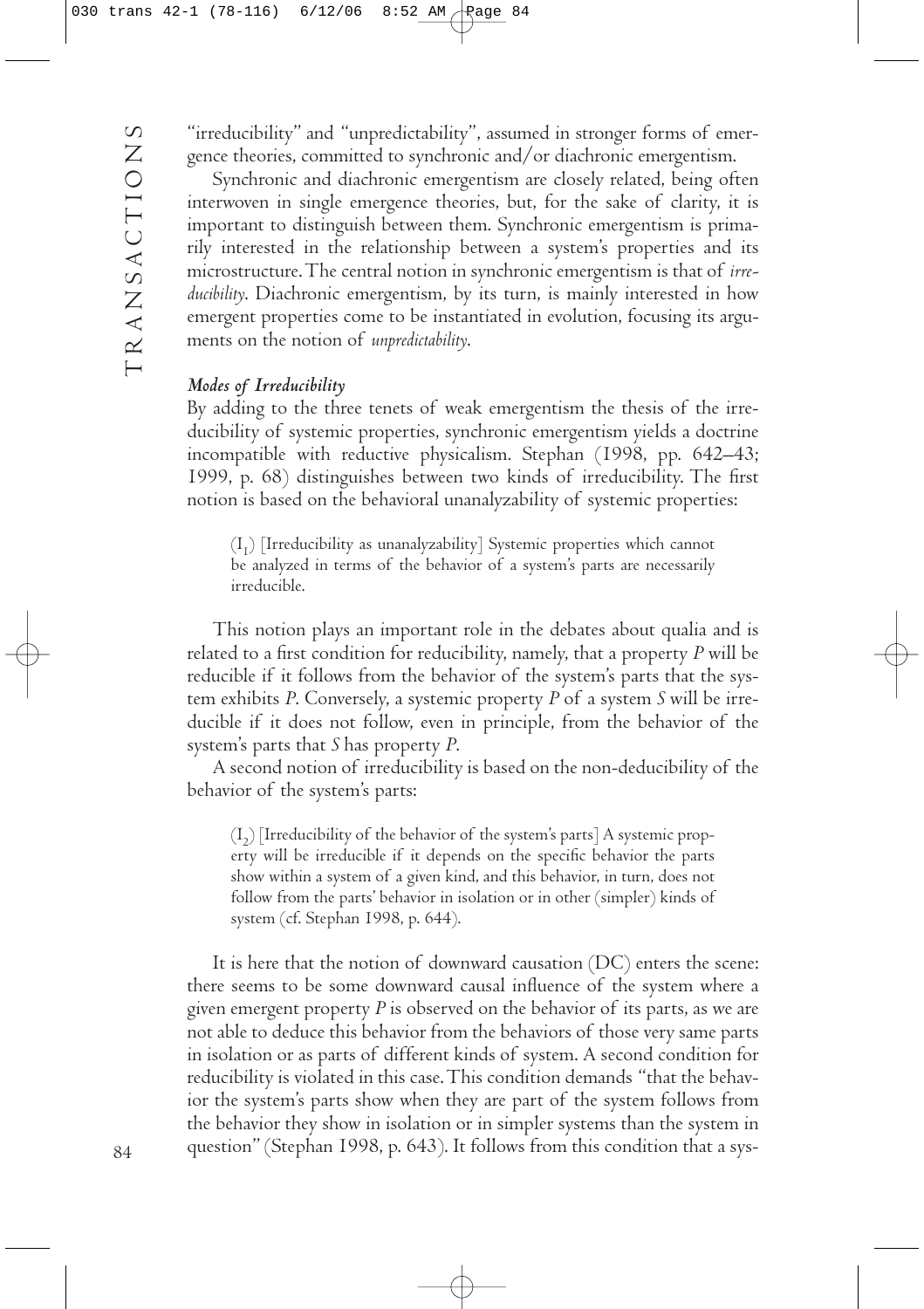"irreducibility" and "unpredictability", assumed in stronger forms of emergence theories, committed to synchronic and/or diachronic emergentism.

Synchronic and diachronic emergentism are closely related, being often interwoven in single emergence theories, but, for the sake of clarity, it is important to distinguish between them. Synchronic emergentism is primarily interested in the relationship between a system's properties and its microstructure. The central notion in synchronic emergentism is that of *irreducibility*. Diachronic emergentism, by its turn, is mainly interested in how emergent properties come to be instantiated in evolution, focusing its arguments on the notion of *unpredictability*.

### *Modes of Irreducibility*

By adding to the three tenets of weak emergentism the thesis of the irreducibility of systemic properties, synchronic emergentism yields a doctrine incompatible with reductive physicalism. Stephan (1998, pp. 642–43; 1999, p. 68) distinguishes between two kinds of irreducibility. The first notion is based on the behavioral unanalyzability of systemic properties:

> ($I_1$) [Irreducibility as unanalyzability] Systemic properties which cannot be analyzed in terms of the behavior of a system's parts are necessarily irreducible.

This notion plays an important role in the debates about qualia and is related to a first condition for reducibility, namely, that a property *P* will be reducible if it follows from the behavior of the system's parts that the system exhibits *P*. Conversely, a systemic property *P* of a system *S* will be irreducible if it does not follow, even in principle, from the behavior of the system's parts that *S* has property *P*.

A second notion of irreducibility is based on the non-deducibility of the behavior of the system's parts:

> ($I_2$) [Irreducibility of the behavior of the system's parts] A systemic property will be irreducible if it depends on the specific behavior the parts show within a system of a given kind, and this behavior, in turn, does not follow from the parts' behavior in isolation or in other (simpler) kinds of system (cf. Stephan 1998, p. 644).

It is here that the notion of downward causation (DC) enters the scene: there seems to be some downward causal influence of the system where a given emergent property *P* is observed on the behavior of its parts, as we are not able to deduce this behavior from the behaviors of those very same parts in isolation or as parts of different kinds of system. A second condition for reducibility is violated in this case. This condition demands "that the behavior the system's parts show when they are part of the system follows from the behavior they show in isolation or in simpler systems than the system in question" (Stephan 1998, p. 643). It follows from this condition that a sys-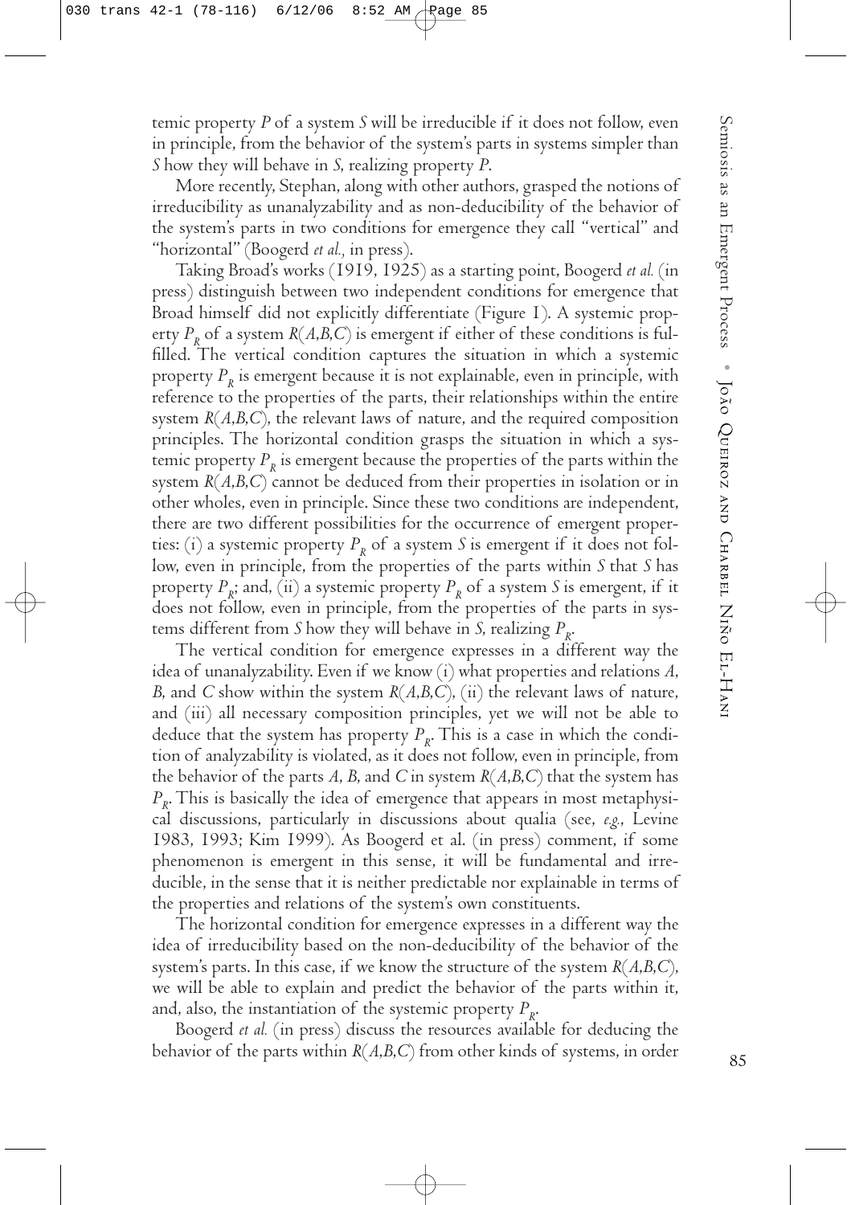temic property *P* of a system *S* will be irreducible if it does not follow, even in principle, from the behavior of the system's parts in systems simpler than *S* how they will behave in *S*, realizing property *P*.

More recently, Stephan, along with other authors, grasped the notions of irreducibility as unanalyzability and as non-deducibility of the behavior of the system's parts in two conditions for emergence they call "vertical" and "horizontal" (Boogerd *et al.*, in press).

Taking Broad's works (1919, 1925) as a starting point, Boogerd *et al.* (in press) distinguish between two independent conditions for emergence that Broad himself did not explicitly differentiate (Figure 1). A systemic property $P_R$ of a system $R(A,B,C)$ is emergent if either of these conditions is fulfilled. The vertical condition captures the situation in which a systemic property $P_R$ is emergent because it is not explainable, even in principle, with reference to the properties of the parts, their relationships within the entire system $R(A,B,C)$, the relevant laws of nature, and the required composition principles. The horizontal condition grasps the situation in which a systemic property $P_R$ is emergent because the properties of the parts within the system $R(A,B,C)$ cannot be deduced from their properties in isolation or in other wholes, even in principle. Since these two conditions are independent, there are two different possibilities for the occurrence of emergent properties: (i) a systemic property $P_R$ of a system *S* is emergent if it does not follow, even in principle, from the properties of the parts within *S* that *S* has property $P_R$; and, (ii) a systemic property $P_R$ of a system *S* is emergent, if it does not follow, even in principle, from the properties of the parts in systems different from *S* how they will behave in *S*, realizing $P_R$.

The vertical condition for emergence expresses in a different way the idea of unanalyzability. Even if we know (i) what properties and relations *A*, *B*, and *C* show within the system $R(A,B,C)$, (ii) the relevant laws of nature, and (iii) all necessary composition principles, yet we will not be able to deduce that the system has property $P_R$. This is a case in which the condition of analyzability is violated, as it does not follow, even in principle, from the behavior of the parts *A*, *B*, and *C* in system $R(A,B,C)$ that the system has $P_R$. This is basically the idea of emergence that appears in most metaphysical discussions, particularly in discussions about qualia (see, *e.g.*, Levine 1983, 1993; Kim 1999). As Boogerd et al. (in press) comment, if some phenomenon is emergent in this sense, it will be fundamental and irreducible, in the sense that it is neither predictable nor explainable in terms of the properties and relations of the system's own constituents.

The horizontal condition for emergence expresses in a different way the idea of irreducibility based on the non-deducibility of the behavior of the system's parts. In this case, if we know the structure of the system $R(A,B,C)$, we will be able to explain and predict the behavior of the parts within it, and, also, the instantiation of the systemic property $P_R$.

Boogerd *et al.* (in press) discuss the resources available for deducing the behavior of the parts within $R(A,B,C)$ from other kinds of systems, in order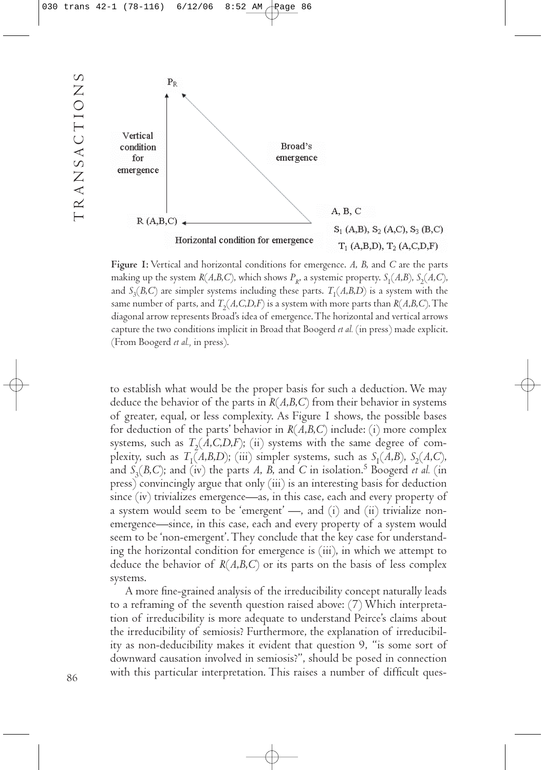**Figure 1:** Vertical and horizontal conditions for emergence. *A, B,* and *C* are the parts making up the system $R(A,B,C)$, which shows $P_R$, a systemic property. $S_1(A,B)$, $S_2(A,C)$, and $S_3(B,C)$ are simpler systems including these parts. $T_1(A,B,D)$ is a system with the same number of parts, and $T_2(A,C,D,F)$ is a system with more parts than $R(A,B,C)$. The diagonal arrow represents Broad's idea of emergence. The horizontal and vertical arrows capture the two conditions implicit in Broad that Boogerd *et al.* (in press) made explicit. (From Boogerd *et al.,* in press).

to establish what would be the proper basis for such a deduction. We may deduce the behavior of the parts in $R(A,B,C)$ from their behavior in systems of greater, equal, or less complexity. As Figure 1 shows, the possible bases for deduction of the parts' behavior in $R(A,B,C)$ include: (i) more complex systems, such as $T_2(A,C,D,F)$; (ii) systems with the same degree of complexity, such as $T_1(A,B,D)$; (iii) simpler systems, such as $S_1(A,B)$, $S_2(A,C)$, and $S_3(B,C)$; and (iv) the parts *A, B,* and *C* in isolation.[5] Boogerd *et al.* (in press) convincingly argue that only (iii) is an interesting basis for deduction since (iv) trivializes emergence—as, in this case, each and every property of a system would seem to be 'emergent' —, and (i) and (ii) trivialize non-emergence—since, in this case, each and every property of a system would seem to be 'non-emergent'. They conclude that the key case for understanding the horizontal condition for emergence is (iii), in which we attempt to deduce the behavior of $R(A,B,C)$ or its parts on the basis of less complex systems.

A more fine-grained analysis of the irreducibility concept naturally leads to a reframing of the seventh question raised above: (7) Which interpretation of irreducibility is more adequate to understand Peirce's claims about the irreducibility of semiosis? Furthermore, the explanation of irreducibility as non-deducibility makes it evident that question 9, "is some sort of downward causation involved in semiosis?", should be posed in connection with this particular interpretation. This raises a number of difficult ques-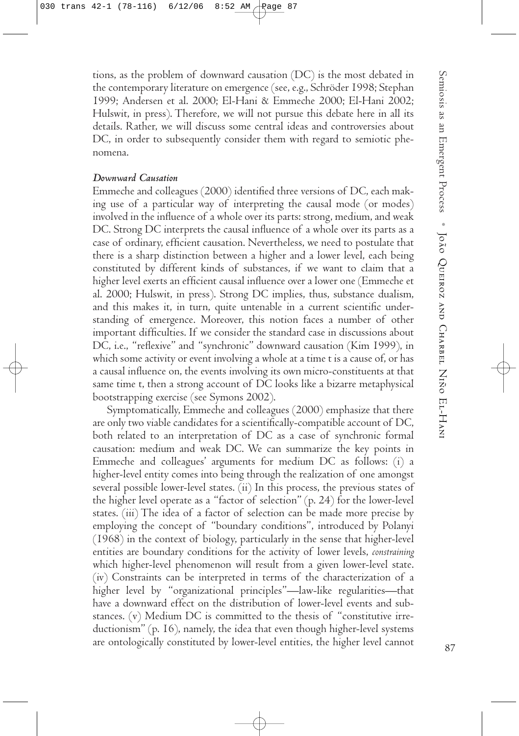tions, as the problem of downward causation (DC) is the most debated in the contemporary literature on emergence (see, e.g., Schröder 1998; Stephan 1999; Andersen et al. 2000; El-Hani & Emmeche 2000; El-Hani 2002; Hulswit, in press). Therefore, we will not pursue this debate here in all its details. Rather, we will discuss some central ideas and controversies about DC, in order to subsequently consider them with regard to semiotic phenomena.

### *Downward Causation*

Emmeche and colleagues (2000) identified three versions of DC, each making use of a particular way of interpreting the causal mode (or modes) involved in the influence of a whole over its parts: strong, medium, and weak DC. Strong DC interprets the causal influence of a whole over its parts as a case of ordinary, efficient causation. Nevertheless, we need to postulate that there is a sharp distinction between a higher and a lower level, each being constituted by different kinds of substances, if we want to claim that a higher level exerts an efficient causal influence over a lower one (Emmeche et al. 2000; Hulswit, in press). Strong DC implies, thus, substance dualism, and this makes it, in turn, quite untenable in a current scientific understanding of emergence. Moreover, this notion faces a number of other important difficulties. If we consider the standard case in discussions about DC, i.e., "reflexive" and "synchronic" downward causation (Kim 1999), in which some activity or event involving a whole at a time t is a cause of, or has a causal influence on, the events involving its own micro-constituents at that same time t, then a strong account of DC looks like a bizarre metaphysical bootstrapping exercise (see Symons 2002).

Symptomatically, Emmeche and colleagues (2000) emphasize that there are only two viable candidates for a scientifically-compatible account of DC, both related to an interpretation of DC as a case of synchronic formal causation: medium and weak DC. We can summarize the key points in Emmeche and colleagues' arguments for medium DC as follows: (i) a higher-level entity comes into being through the realization of one amongst several possible lower-level states. (ii) In this process, the previous states of the higher level operate as a "factor of selection" (p. 24) for the lower-level states. (iii) The idea of a factor of selection can be made more precise by employing the concept of "boundary conditions", introduced by Polanyi (1968) in the context of biology, particularly in the sense that higher-level entities are boundary conditions for the activity of lower levels, *constraining* which higher-level phenomenon will result from a given lower-level state. (iv) Constraints can be interpreted in terms of the characterization of a higher level by "organizational principles"—law-like regularities—that have a downward effect on the distribution of lower-level events and substances. (v) Medium DC is committed to the thesis of "constitutive irreductionism" (p. 16), namely, the idea that even though higher-level systems are ontologically constituted by lower-level entities, the higher level cannot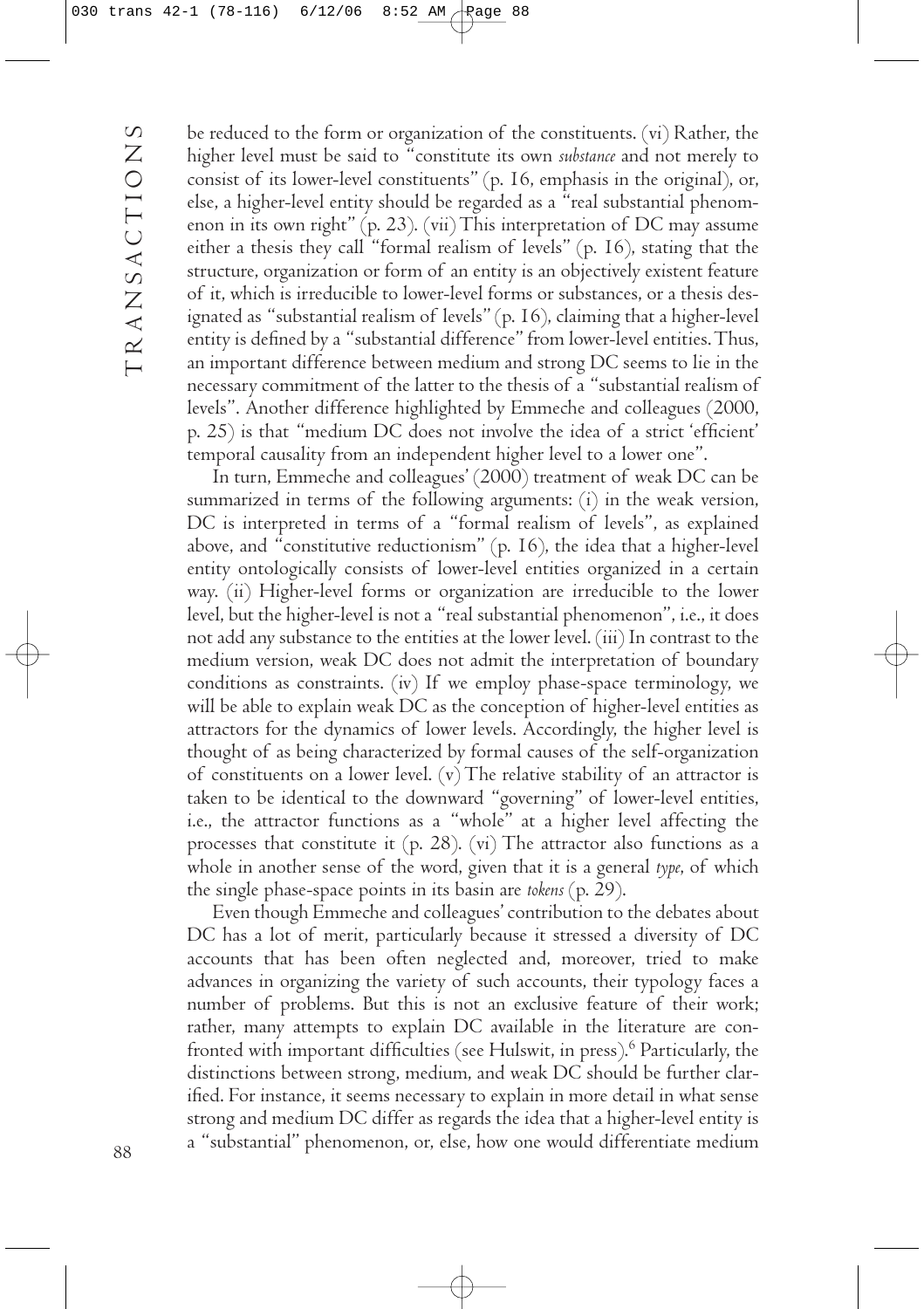be reduced to the form or organization of the constituents. (vi) Rather, the higher level must be said to "constitute its own *substance* and not merely to consist of its lower-level constituents" (p. 16, emphasis in the original), or, else, a higher-level entity should be regarded as a "real substantial phenomenon in its own right" (p. 23). (vii) This interpretation of DC may assume either a thesis they call "formal realism of levels" (p. 16), stating that the structure, organization or form of an entity is an objectively existent feature of it, which is irreducible to lower-level forms or substances, or a thesis designated as "substantial realism of levels" (p. 16), claiming that a higher-level entity is defined by a "substantial difference" from lower-level entities. Thus, an important difference between medium and strong DC seems to lie in the necessary commitment of the latter to the thesis of a "substantial realism of levels". Another difference highlighted by Emmeche and colleagues (2000, p. 25) is that "medium DC does not involve the idea of a strict 'efficient' temporal causality from an independent higher level to a lower one".

In turn, Emmeche and colleagues' (2000) treatment of weak DC can be summarized in terms of the following arguments: (i) in the weak version, DC is interpreted in terms of a "formal realism of levels", as explained above, and "constitutive reductionism" (p. 16), the idea that a higher-level entity ontologically consists of lower-level entities organized in a certain way. (ii) Higher-level forms or organization are irreducible to the lower level, but the higher-level is not a "real substantial phenomenon", i.e., it does not add any substance to the entities at the lower level. (iii) In contrast to the medium version, weak DC does not admit the interpretation of boundary conditions as constraints. (iv) If we employ phase-space terminology, we will be able to explain weak DC as the conception of higher-level entities as attractors for the dynamics of lower levels. Accordingly, the higher level is thought of as being characterized by formal causes of the self-organization of constituents on a lower level. (v) The relative stability of an attractor is taken to be identical to the downward "governing" of lower-level entities, i.e., the attractor functions as a "whole" at a higher level affecting the processes that constitute it (p. 28). (vi) The attractor also functions as a whole in another sense of the word, given that it is a general *type*, of which the single phase-space points in its basin are *tokens* (p. 29).

Even though Emmeche and colleagues' contribution to the debates about DC has a lot of merit, particularly because it stressed a diversity of DC accounts that has been often neglected and, moreover, tried to make advances in organizing the variety of such accounts, their typology faces a number of problems. But this is not an exclusive feature of their work; rather, many attempts to explain DC available in the literature are confronted with important difficulties (see Hulswit, in press).[6] Particularly, the distinctions between strong, medium, and weak DC should be further clarified. For instance, it seems necessary to explain in more detail in what sense strong and medium DC differ as regards the idea that a higher-level entity is a "substantial" phenomenon, or, else, how one would differentiate medium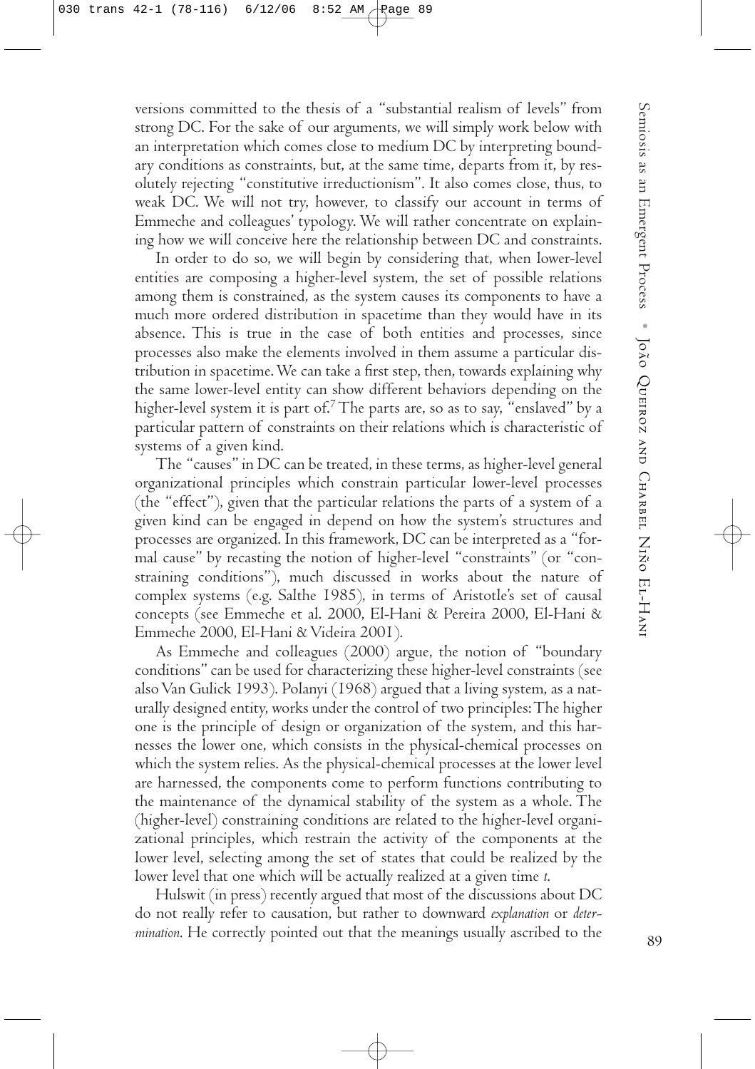versions committed to the thesis of a "substantial realism of levels" from strong DC. For the sake of our arguments, we will simply work below with an interpretation which comes close to medium DC by interpreting boundary conditions as constraints, but, at the same time, departs from it, by resolutely rejecting "constitutive irreductionism". It also comes close, thus, to weak DC. We will not try, however, to classify our account in terms of Emmeche and colleagues' typology. We will rather concentrate on explaining how we will conceive here the relationship between DC and constraints.

In order to do so, we will begin by considering that, when lower-level entities are composing a higher-level system, the set of possible relations among them is constrained, as the system causes its components to have a much more ordered distribution in spacetime than they would have in its absence. This is true in the case of both entities and processes, since processes also make the elements involved in them assume a particular distribution in spacetime. We can take a first step, then, towards explaining why the same lower-level entity can show different behaviors depending on the higher-level system it is part of.[7] The parts are, so as to say, "enslaved" by a particular pattern of constraints on their relations which is characteristic of systems of a given kind.

The "causes" in DC can be treated, in these terms, as higher-level general organizational principles which constrain particular lower-level processes (the "effect"), given that the particular relations the parts of a system of a given kind can be engaged in depend on how the system's structures and processes are organized. In this framework, DC can be interpreted as a "formal cause" by recasting the notion of higher-level "constraints" (or "constraining conditions"), much discussed in works about the nature of complex systems (e.g. Salthe 1985), in terms of Aristotle's set of causal concepts (see Emmeche et al. 2000, El-Hani & Pereira 2000, El-Hani & Emmeche 2000, El-Hani & Videira 2001).

As Emmeche and colleagues (2000) argue, the notion of "boundary conditions" can be used for characterizing these higher-level constraints (see also Van Gulick 1993). Polanyi (1968) argued that a living system, as a naturally designed entity, works under the control of two principles: The higher one is the principle of design or organization of the system, and this harnesses the lower one, which consists in the physical-chemical processes on which the system relies. As the physical-chemical processes at the lower level are harnessed, the components come to perform functions contributing to the maintenance of the dynamical stability of the system as a whole. The (higher-level) constraining conditions are related to the higher-level organizational principles, which restrain the activity of the components at the lower level, selecting among the set of states that could be realized by the lower level that one which will be actually realized at a given time *t*.

Hulswit (in press) recently argued that most of the discussions about DC do not really refer to causation, but rather to downward *explanation* or *determination*. He correctly pointed out that the meanings usually ascribed to the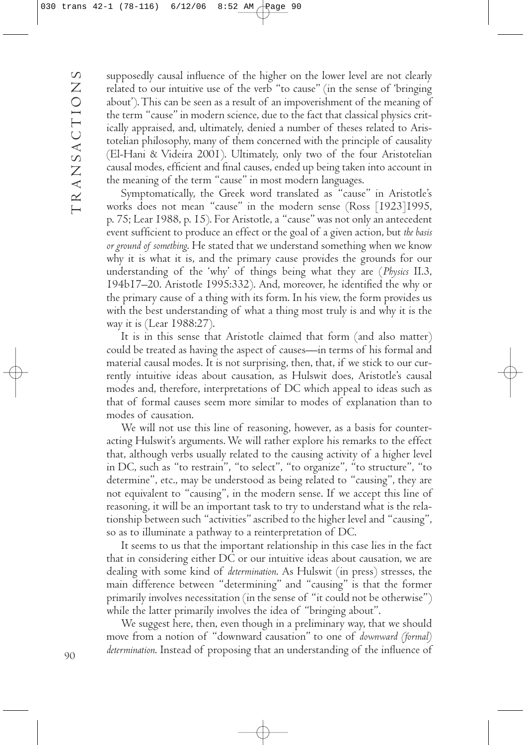supposedly causal influence of the higher on the lower level are not clearly related to our intuitive use of the verb "to cause" (in the sense of 'bringing about'). This can be seen as a result of an impoverishment of the meaning of the term "cause" in modern science, due to the fact that classical physics critically appraised, and, ultimately, denied a number of theses related to Aristotelian philosophy, many of them concerned with the principle of causality (El-Hani & Videira 2001). Ultimately, only two of the four Aristotelian causal modes, efficient and final causes, ended up being taken into account in the meaning of the term "cause" in most modern languages.

Symptomatically, the Greek word translated as "cause" in Aristotle's works does not mean "cause" in the modern sense (Ross [1923]1995, p. 75; Lear 1988, p. 15). For Aristotle, a "cause" was not only an antecedent event sufficient to produce an effect or the goal of a given action, but *the basis or ground of something*. He stated that we understand something when we know why it is what it is, and the primary cause provides the grounds for our understanding of the 'why' of things being what they are (*Physics* II.3, 194b17–20. Aristotle 1995:332). And, moreover, he identified the why or the primary cause of a thing with its form. In his view, the form provides us with the best understanding of what a thing most truly is and why it is the way it is (Lear 1988:27).

It is in this sense that Aristotle claimed that form (and also matter) could be treated as having the aspect of causes—in terms of his formal and material causal modes. It is not surprising, then, that, if we stick to our currently intuitive ideas about causation, as Hulswit does, Aristotle's causal modes and, therefore, interpretations of DC which appeal to ideas such as that of formal causes seem more similar to modes of explanation than to modes of causation.

We will not use this line of reasoning, however, as a basis for counteracting Hulswit's arguments. We will rather explore his remarks to the effect that, although verbs usually related to the causing activity of a higher level in DC, such as "to restrain", "to select", "to organize", "to structure", "to determine", etc., may be understood as being related to "causing", they are not equivalent to "causing", in the modern sense. If we accept this line of reasoning, it will be an important task to try to understand what is the relationship between such "activities" ascribed to the higher level and "causing", so as to illuminate a pathway to a reinterpretation of DC.

It seems to us that the important relationship in this case lies in the fact that in considering either DC or our intuitive ideas about causation, we are dealing with some kind of *determination*. As Hulswit (in press) stresses, the main difference between "determining" and "causing" is that the former primarily involves necessitation (in the sense of "it could not be otherwise") while the latter primarily involves the idea of "bringing about".

We suggest here, then, even though in a preliminary way, that we should move from a notion of "downward causation" to one of *downward (formal) determination*. Instead of proposing that an understanding of the influence of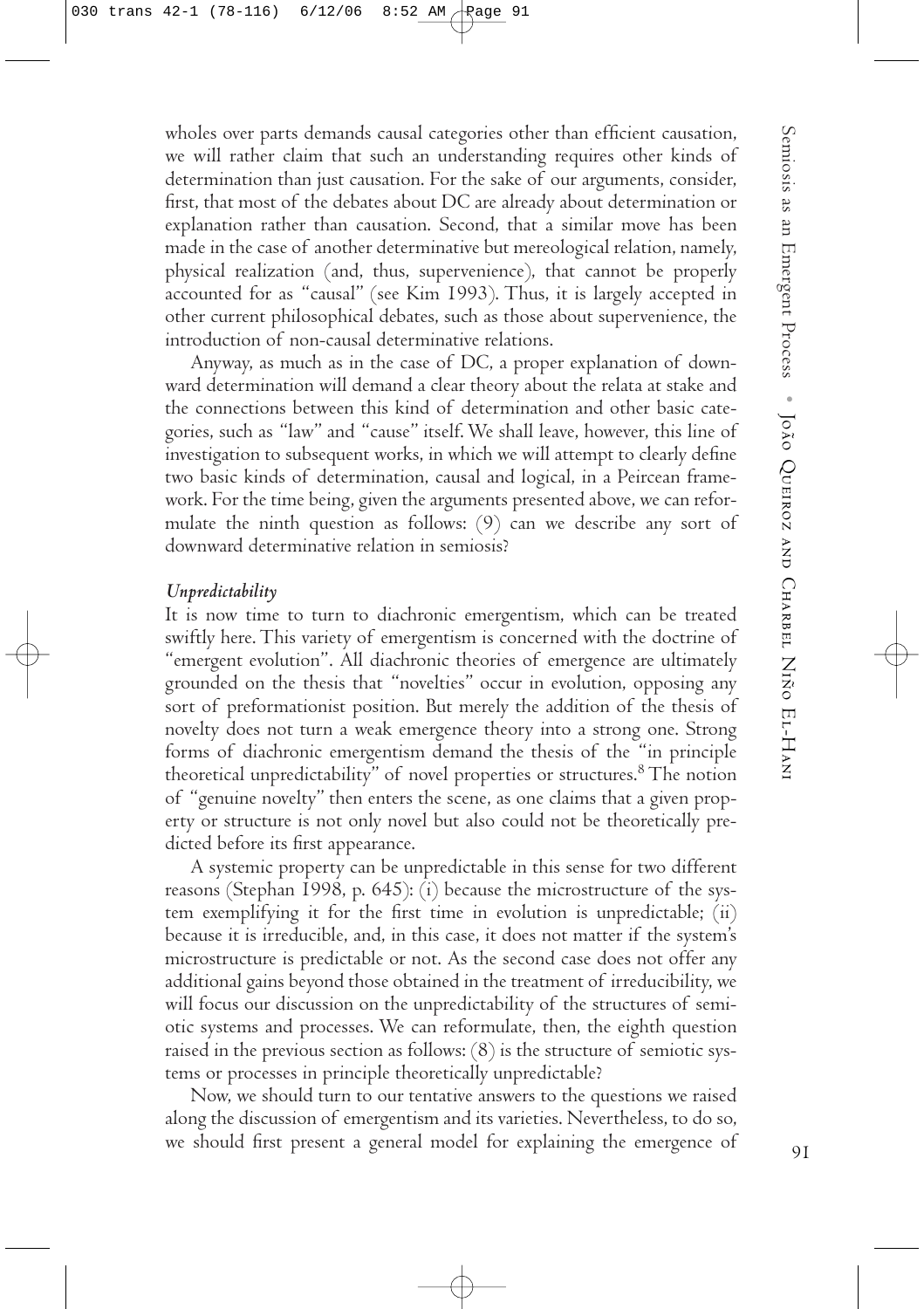wholes over parts demands causal categories other than efficient causation, we will rather claim that such an understanding requires other kinds of determination than just causation. For the sake of our arguments, consider, first, that most of the debates about DC are already about determination or explanation rather than causation. Second, that a similar move has been made in the case of another determinative but mereological relation, namely, physical realization (and, thus, supervenience), that cannot be properly accounted for as "causal" (see Kim 1993). Thus, it is largely accepted in other current philosophical debates, such as those about supervenience, the introduction of non-causal determinative relations.

Anyway, as much as in the case of DC, a proper explanation of downward determination will demand a clear theory about the relata at stake and the connections between this kind of determination and other basic categories, such as "law" and "cause" itself. We shall leave, however, this line of investigation to subsequent works, in which we will attempt to clearly define two basic kinds of determination, causal and logical, in a Peircean framework. For the time being, given the arguments presented above, we can reformulate the ninth question as follows: (9) can we describe any sort of downward determinative relation in semiosis?

### *Unpredictability*

It is now time to turn to diachronic emergentism, which can be treated swiftly here. This variety of emergentism is concerned with the doctrine of "emergent evolution". All diachronic theories of emergence are ultimately grounded on the thesis that "novelties" occur in evolution, opposing any sort of preformationist position. But merely the addition of the thesis of novelty does not turn a weak emergence theory into a strong one. Strong forms of diachronic emergentism demand the thesis of the "in principle theoretical unpredictability" of novel properties or structures.[8] The notion of "genuine novelty" then enters the scene, as one claims that a given property or structure is not only novel but also could not be theoretically predicted before its first appearance.

A systemic property can be unpredictable in this sense for two different reasons (Stephan 1998, p. 645): (i) because the microstructure of the system exemplifying it for the first time in evolution is unpredictable; (ii) because it is irreducible, and, in this case, it does not matter if the system's microstructure is predictable or not. As the second case does not offer any additional gains beyond those obtained in the treatment of irreducibility, we will focus our discussion on the unpredictability of the structures of semiotic systems and processes. We can reformulate, then, the eighth question raised in the previous section as follows: (8) is the structure of semiotic systems or processes in principle theoretically unpredictable?

Now, we should turn to our tentative answers to the questions we raised along the discussion of emergentism and its varieties. Nevertheless, to do so, we should first present a general model for explaining the emergence of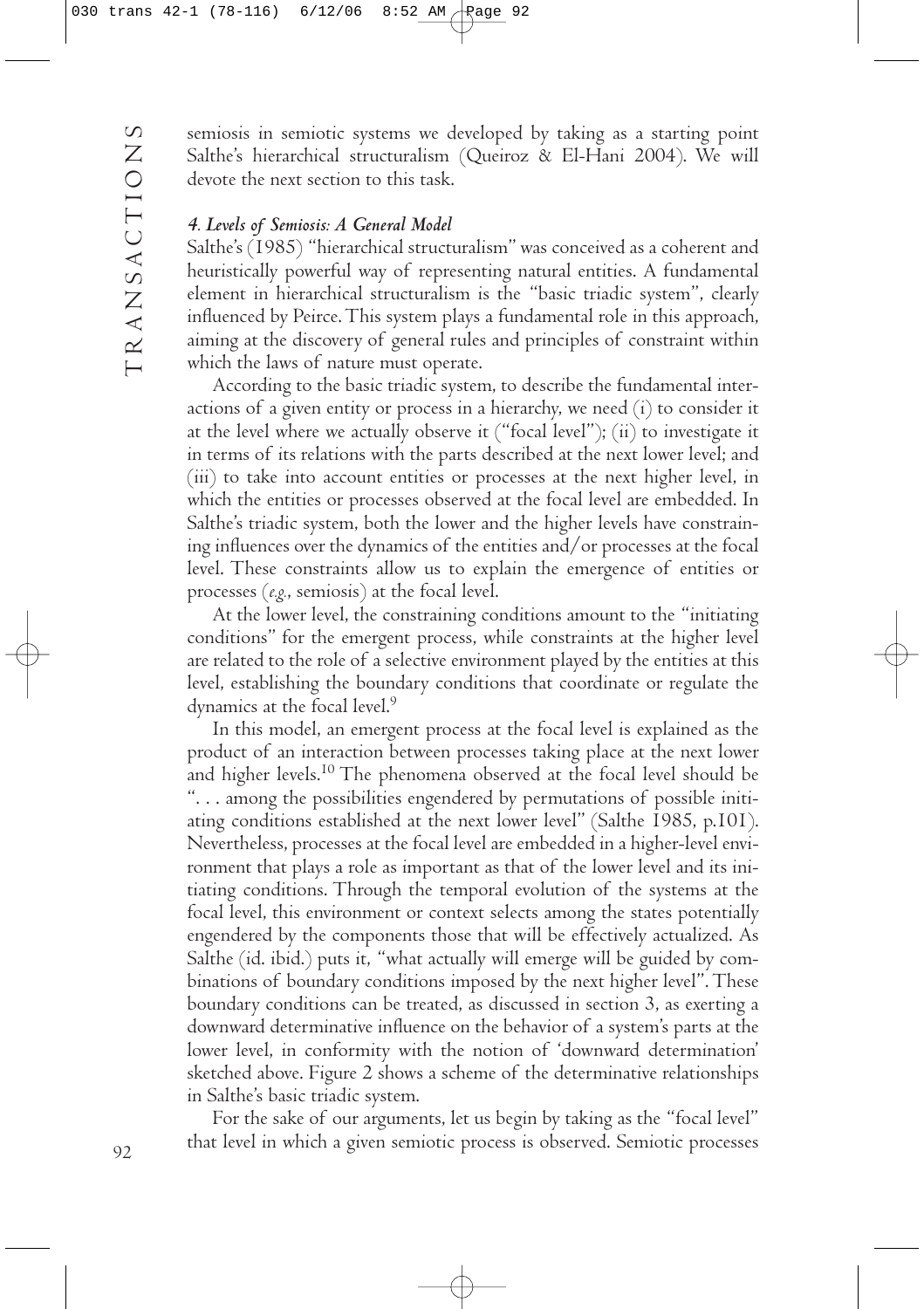semiosis in semiotic systems we developed by taking as a starting point Salthe's hierarchical structuralism (Queiroz & El-Hani 2004). We will devote the next section to this task.

### *4. Levels of Semiosis: A General Model*

Salthe's (1985) "hierarchical structuralism" was conceived as a coherent and heuristically powerful way of representing natural entities. A fundamental element in hierarchical structuralism is the "basic triadic system", clearly influenced by Peirce. This system plays a fundamental role in this approach, aiming at the discovery of general rules and principles of constraint within which the laws of nature must operate.

According to the basic triadic system, to describe the fundamental interactions of a given entity or process in a hierarchy, we need (i) to consider it at the level where we actually observe it ("focal level"); (ii) to investigate it in terms of its relations with the parts described at the next lower level; and (iii) to take into account entities or processes at the next higher level, in which the entities or processes observed at the focal level are embedded. In Salthe's triadic system, both the lower and the higher levels have constraining influences over the dynamics of the entities and/or processes at the focal level. These constraints allow us to explain the emergence of entities or processes (*e.g.*, semiosis) at the focal level.

At the lower level, the constraining conditions amount to the "initiating conditions" for the emergent process, while constraints at the higher level are related to the role of a selective environment played by the entities at this level, establishing the boundary conditions that coordinate or regulate the dynamics at the focal level.[9]

In this model, an emergent process at the focal level is explained as the product of an interaction between processes taking place at the next lower and higher levels.[10] The phenomena observed at the focal level should be ". . . among the possibilities engendered by permutations of possible initiating conditions established at the next lower level" (Salthe 1985, p.101). Nevertheless, processes at the focal level are embedded in a higher-level environment that plays a role as important as that of the lower level and its initiating conditions. Through the temporal evolution of the systems at the focal level, this environment or context selects among the states potentially engendered by the components those that will be effectively actualized. As Salthe (id. ibid.) puts it, "what actually will emerge will be guided by combinations of boundary conditions imposed by the next higher level". These boundary conditions can be treated, as discussed in section 3, as exerting a downward determinative influence on the behavior of a system's parts at the lower level, in conformity with the notion of 'downward determination' sketched above. Figure 2 shows a scheme of the determinative relationships in Salthe's basic triadic system.

For the sake of our arguments, let us begin by taking as the "focal level" that level in which a given semiotic process is observed. Semiotic processes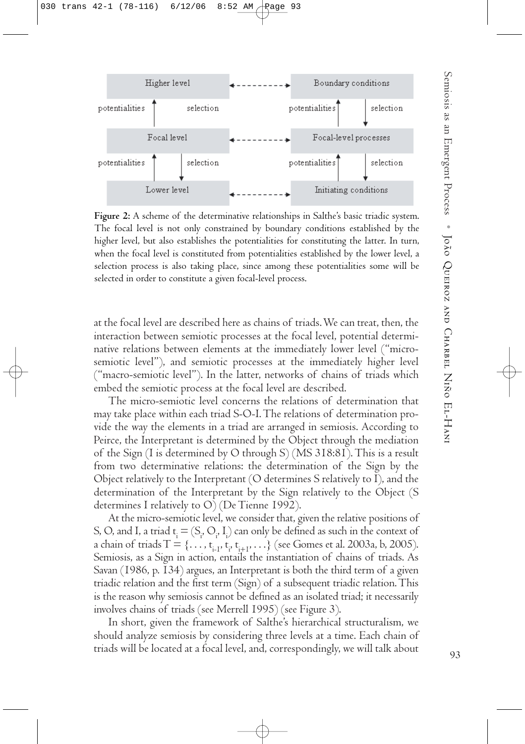**Figure 2:** A scheme of the determinative relationships in Salthe's basic triadic system. The focal level is not only constrained by boundary conditions established by the higher level, but also establishes the potentialities for constituting the latter. In turn, when the focal level is constituted from potentialities established by the lower level, a selection process is also taking place, since among these potentialities some will be selected in order to constitute a given focal-level process.

at the focal level are described here as chains of triads. We can treat, then, the interaction between semiotic processes at the focal level, potential determinative relations between elements at the immediately lower level ("micro-semiotic level"), and semiotic processes at the immediately higher level ("macro-semiotic level"). In the latter, networks of chains of triads which embed the semiotic process at the focal level are described.

The micro-semiotic level concerns the relations of determination that may take place within each triad S-O-I. The relations of determination provide the way the elements in a triad are arranged in semiosis. According to Peirce, the Interpretant is determined by the Object through the mediation of the Sign (I is determined by O through S) (MS 318:81). This is a result from two determinative relations: the determination of the Sign by the Object relatively to the Interpretant (O determines S relatively to I), and the determination of the Interpretant by the Sign relatively to the Object (S determines I relatively to O) (De Tienne 1992).

At the micro-semiotic level, we consider that, given the relative positions of S, O, and I, a triad $t_i = (S_i, O_i, I_i)$ can only be defined as such in the context of a chain of triads $T = \{\ldots, t_{i-1}, t_i, t_{i+1}, \ldots\}$ (see Gomes et al. 2003a, b, 2005). Semiosis, as a Sign in action, entails the instantiation of chains of triads. As Savan (1986, p. 134) argues, an Interpretant is both the third term of a given triadic relation and the first term (Sign) of a subsequent triadic relation. This is the reason why semiosis cannot be defined as an isolated triad; it necessarily involves chains of triads (see Merrell 1995) (see Figure 3).

In short, given the framework of Salthe's hierarchical structuralism, we should analyze semiosis by considering three levels at a time. Each chain of triads will be located at a focal level, and, correspondingly, we will talk about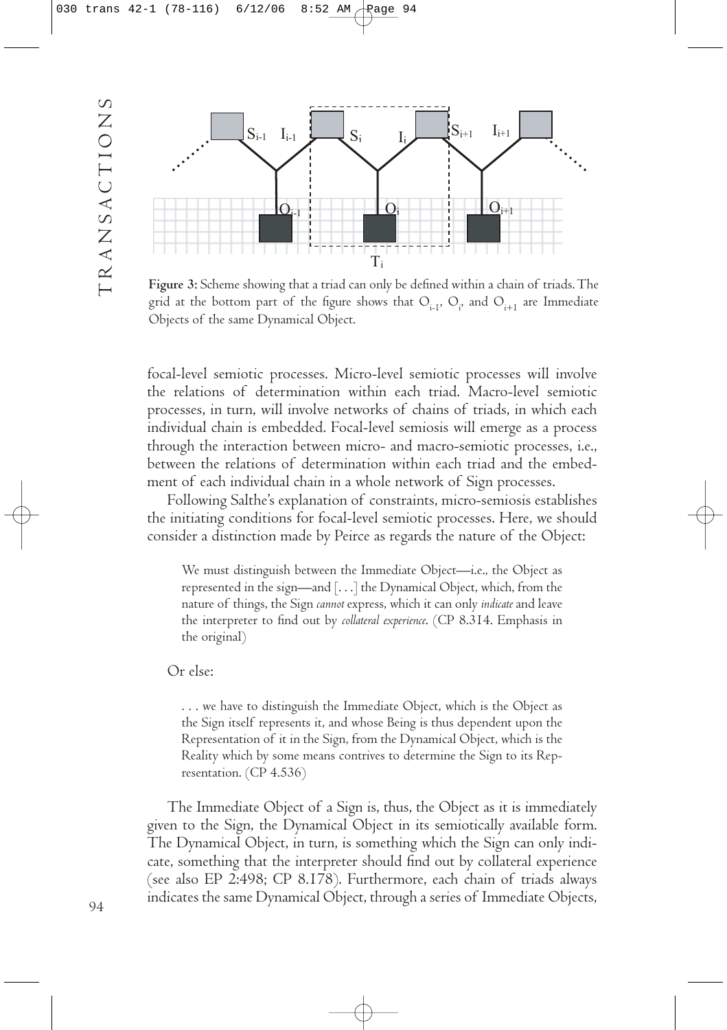**Figure 3:** Scheme showing that a triad can only be defined within a chain of triads. The grid at the bottom part of the figure shows that $O_{i-1}$, $O_i$, and $O_{i+1}$ are Immediate Objects of the same Dynamical Object.

focal-level semiotic processes. Micro-level semiotic processes will involve the relations of determination within each triad. Macro-level semiotic processes, in turn, will involve networks of chains of triads, in which each individual chain is embedded. Focal-level semiosis will emerge as a process through the interaction between micro- and macro-semiotic processes, i.e., between the relations of determination within each triad and the embedment of each individual chain in a whole network of Sign processes.

Following Salthe's explanation of constraints, micro-semiosis establishes the initiating conditions for focal-level semiotic processes. Here, we should consider a distinction made by Peirce as regards the nature of the Object:

> We must distinguish between the Immediate Object—i.e., the Object as represented in the sign—and [. . .] the Dynamical Object, which, from the nature of things, the Sign *cannot* express, which it can only *indicate* and leave the interpreter to find out by *collateral experience*. (CP 8.314. Emphasis in the original)

Or else:

> . . . we have to distinguish the Immediate Object, which is the Object as the Sign itself represents it, and whose Being is thus dependent upon the Representation of it in the Sign, from the Dynamical Object, which is the Reality which by some means contrives to determine the Sign to its Representation. (CP 4.536)

The Immediate Object of a Sign is, thus, the Object as it is immediately given to the Sign, the Dynamical Object in its semiotically available form. The Dynamical Object, in turn, is something which the Sign can only indicate, something that the interpreter should find out by collateral experience (see also EP 2:498; CP 8.178). Furthermore, each chain of triads always indicates the same Dynamical Object, through a series of Immediate Objects,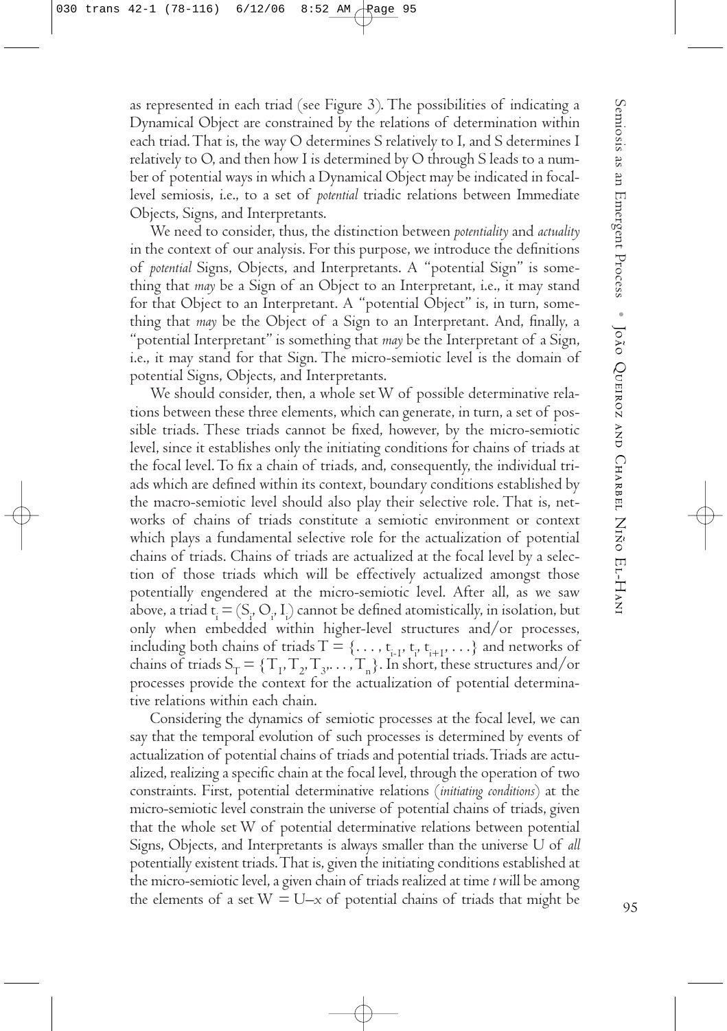as represented in each triad (see Figure 3). The possibilities of indicating a Dynamical Object are constrained by the relations of determination within each triad. That is, the way O determines S relatively to I, and S determines I relatively to O, and then how I is determined by O through S leads to a number of potential ways in which a Dynamical Object may be indicated in focal-level semiosis, i.e., to a set of *potential* triadic relations between Immediate Objects, Signs, and Interpretants.

We need to consider, thus, the distinction between *potentiality* and *actuality* in the context of our analysis. For this purpose, we introduce the definitions of *potential* Signs, Objects, and Interpretants. A "potential Sign" is something that *may* be a Sign of an Object to an Interpretant, i.e., it may stand for that Object to an Interpretant. A "potential Object" is, in turn, something that *may* be the Object of a Sign to an Interpretant. And, finally, a "potential Interpretant" is something that *may* be the Interpretant of a Sign, i.e., it may stand for that Sign. The micro-semiotic level is the domain of potential Signs, Objects, and Interpretants.

We should consider, then, a whole set W of possible determinative relations between these three elements, which can generate, in turn, a set of possible triads. These triads cannot be fixed, however, by the micro-semiotic level, since it establishes only the initiating conditions for chains of triads at the focal level. To fix a chain of triads, and, consequently, the individual triads which are defined within its context, boundary conditions established by the macro-semiotic level should also play their selective role. That is, networks of chains of triads constitute a semiotic environment or context which plays a fundamental selective role for the actualization of potential chains of triads. Chains of triads are actualized at the focal level by a selection of those triads which will be effectively actualized amongst those potentially engendered at the micro-semiotic level. After all, as we saw above, a triad $t_i = (S_i, O_i, I_i)$ cannot be defined atomistically, in isolation, but only when embedded within higher-level structures and/or processes, including both chains of triads $T = \{\ldots, t_{i-1}, t_i, t_{i+1}, \ldots\}$ and networks of chains of triads $S_T = \{T_1, T_2, T_3, \ldots, T_n\}$. In short, these structures and/or processes provide the context for the actualization of potential determinative relations within each chain.

Considering the dynamics of semiotic processes at the focal level, we can say that the temporal evolution of such processes is determined by events of actualization of potential chains of triads and potential triads. Triads are actualized, realizing a specific chain at the focal level, through the operation of two constraints. First, potential determinative relations (*initiating conditions*) at the micro-semiotic level constrain the universe of potential chains of triads, given that the whole set W of potential determinative relations between potential Signs, Objects, and Interpretants is always smaller than the universe U of *all* potentially existent triads. That is, given the initiating conditions established at the micro-semiotic level, a given chain of triads realized at time *t* will be among the elements of a set $W = U - x$ of potential chains of triads that might be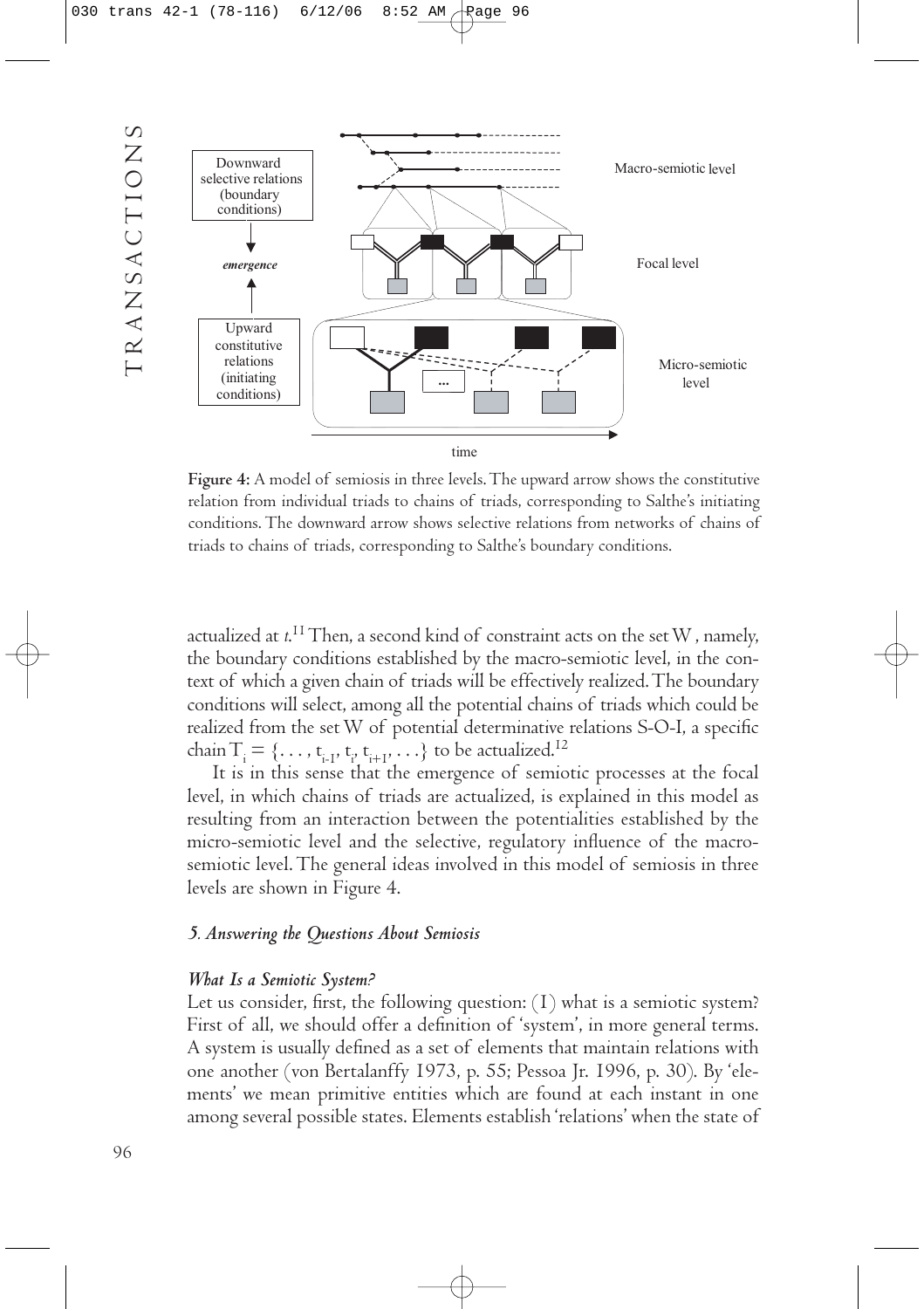**Figure 4:** A model of semiosis in three levels. The upward arrow shows the constitutive relation from individual triads to chains of triads, corresponding to Salthe's initiating conditions. The downward arrow shows selective relations from networks of chains of triads to chains of triads, corresponding to Salthe's boundary conditions.

actualized at *t*.[11] Then, a second kind of constraint acts on the set W, namely, the boundary conditions established by the macro-semiotic level, in the context of which a given chain of triads will be effectively realized. The boundary conditions will select, among all the potential chains of triads which could be realized from the set W of potential determinative relations S-O-I, a specific chain $T_i = \{\ldots, t_{i-1}, t_i, t_{i+1}, \ldots\}$ to be actualized.[12]

It is in this sense that the emergence of semiotic processes at the focal level, in which chains of triads are actualized, is explained in this model as resulting from an interaction between the potentialities established by the micro-semiotic level and the selective, regulatory influence of the macro-semiotic level. The general ideas involved in this model of semiosis in three levels are shown in Figure 4.

### *5. Answering the Questions About Semiosis*

#### *What Is a Semiotic System?*

Let us consider, first, the following question: (1) what is a semiotic system? First of all, we should offer a definition of 'system', in more general terms. A system is usually defined as a set of elements that maintain relations with one another (von Bertalanffy 1973, p. 55; Pessoa Jr. 1996, p. 30). By 'elements' we mean primitive entities which are found at each instant in one among several possible states. Elements establish 'relations' when the state of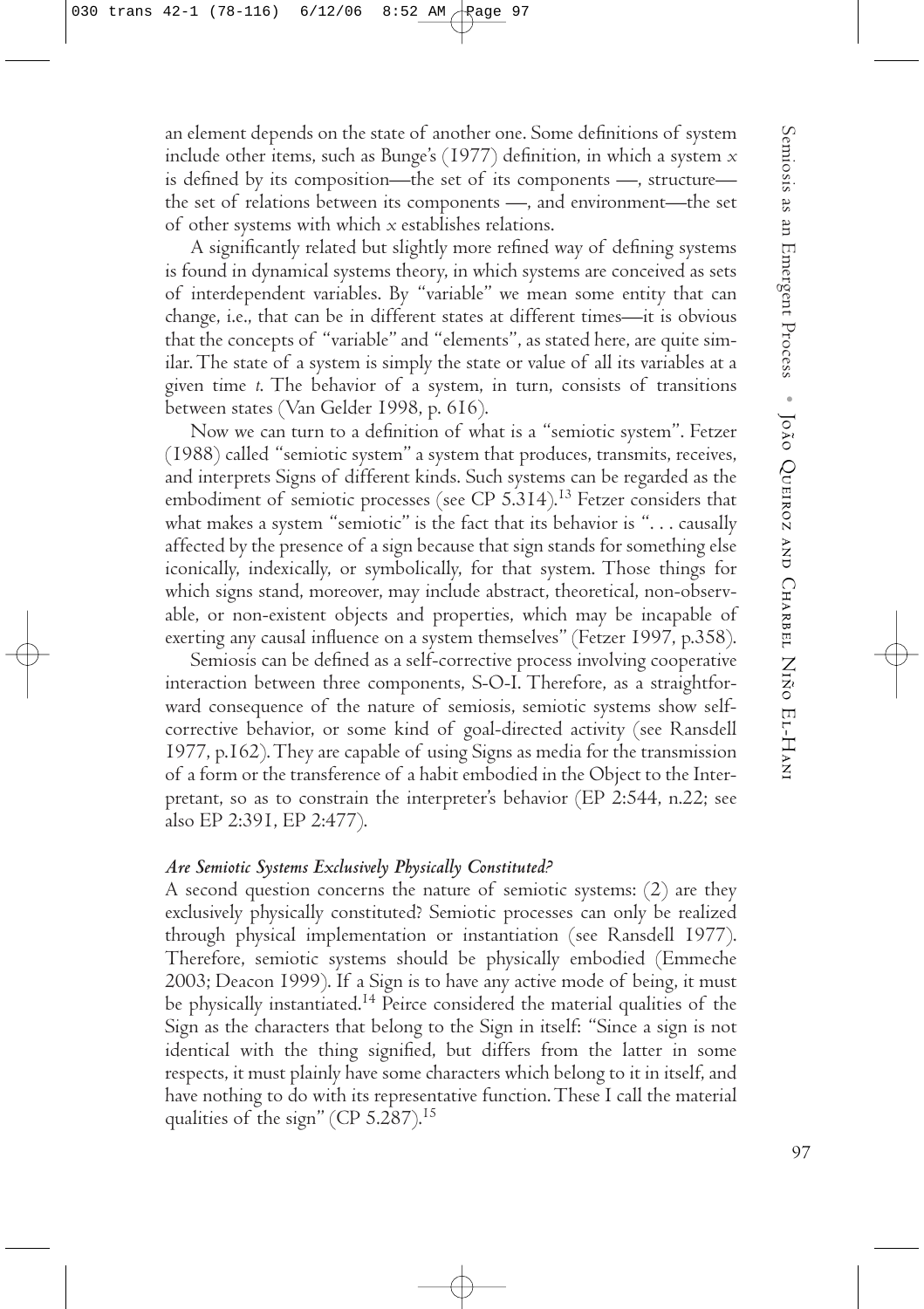an element depends on the state of another one. Some definitions of system include other items, such as Bunge's (1977) definition, in which a system *x* is defined by its composition—the set of its components —, structure—the set of relations between its components —, and environment—the set of other systems with which *x* establishes relations.

A significantly related but slightly more refined way of defining systems is found in dynamical systems theory, in which systems are conceived as sets of interdependent variables. By "variable" we mean some entity that can change, i.e., that can be in different states at different times—it is obvious that the concepts of "variable" and "elements", as stated here, are quite similar. The state of a system is simply the state or value of all its variables at a given time *t*. The behavior of a system, in turn, consists of transitions between states (Van Gelder 1998, p. 616).

Now we can turn to a definition of what is a "semiotic system". Fetzer (1988) called "semiotic system" a system that produces, transmits, receives, and interprets Signs of different kinds. Such systems can be regarded as the embodiment of semiotic processes (see CP 5.314).[13] Fetzer considers that what makes a system "semiotic" is the fact that its behavior is ". . . causally affected by the presence of a sign because that sign stands for something else iconically, indexically, or symbolically, for that system. Those things for which signs stand, moreover, may include abstract, theoretical, non-observable, or non-existent objects and properties, which may be incapable of exerting any causal influence on a system themselves" (Fetzer 1997, p.358).

Semiosis can be defined as a self-corrective process involving cooperative interaction between three components, S-O-I. Therefore, as a straightforward consequence of the nature of semiosis, semiotic systems show self-corrective behavior, or some kind of goal-directed activity (see Ransdell 1977, p.162). They are capable of using Signs as media for the transmission of a form or the transference of a habit embodied in the Object to the Interpretant, so as to constrain the interpreter's behavior (EP 2:544, n.22; see also EP 2:391, EP 2:477).

### *Are Semiotic Systems Exclusively Physically Constituted?*

A second question concerns the nature of semiotic systems: (2) are they exclusively physically constituted? Semiotic processes can only be realized through physical implementation or instantiation (see Ransdell 1977). Therefore, semiotic systems should be physically embodied (Emmeche 2003; Deacon 1999). If a Sign is to have any active mode of being, it must be physically instantiated.[14] Peirce considered the material qualities of the Sign as the characters that belong to the Sign in itself: "Since a sign is not identical with the thing signified, but differs from the latter in some respects, it must plainly have some characters which belong to it in itself, and have nothing to do with its representative function. These I call the material qualities of the sign" (CP 5.287).[15]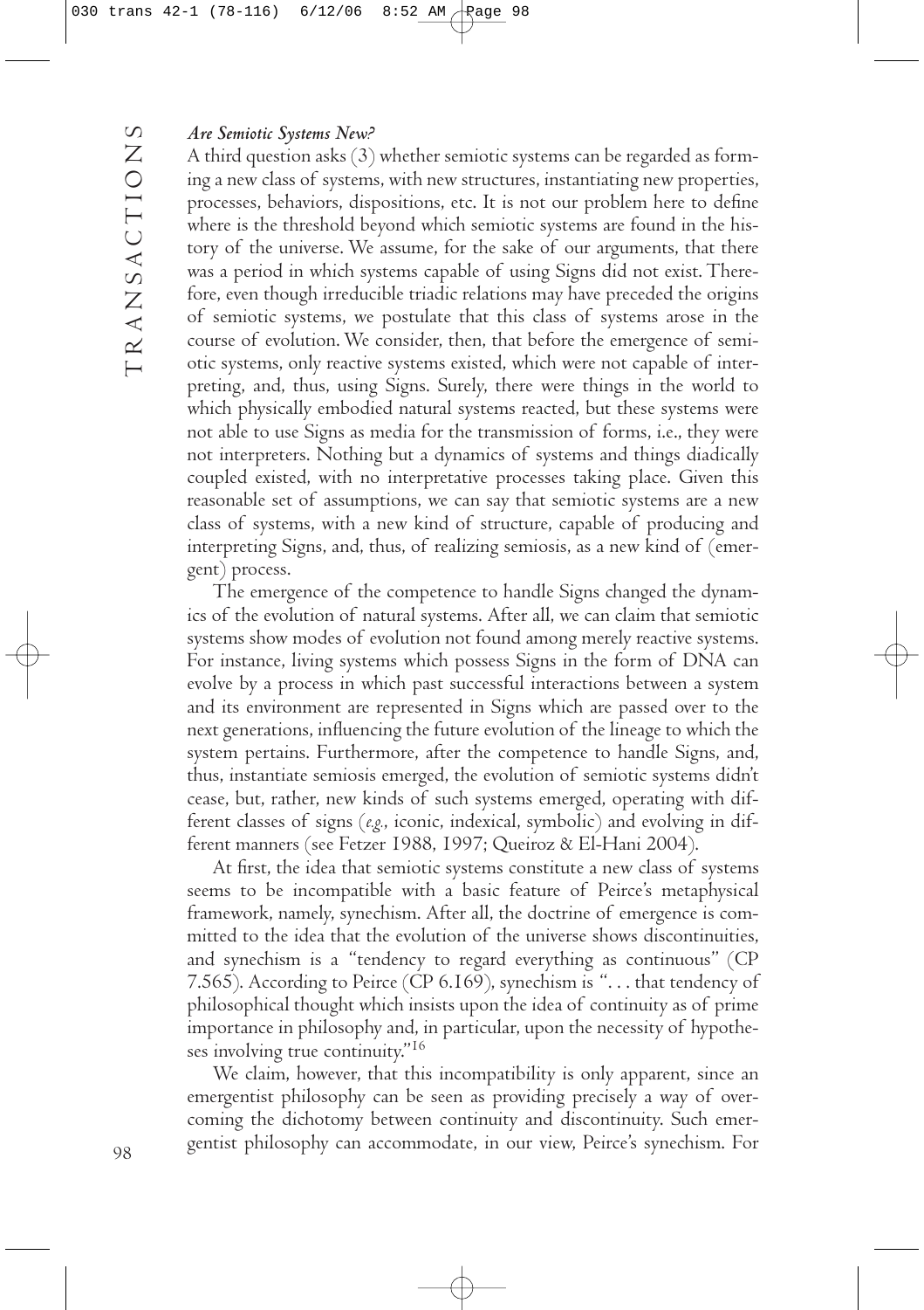### *Are Semiotic Systems New?*

A third question asks (3) whether semiotic systems can be regarded as forming a new class of systems, with new structures, instantiating new properties, processes, behaviors, dispositions, etc. It is not our problem here to define where is the threshold beyond which semiotic systems are found in the history of the universe. We assume, for the sake of our arguments, that there was a period in which systems capable of using Signs did not exist. Therefore, even though irreducible triadic relations may have preceded the origins of semiotic systems, we postulate that this class of systems arose in the course of evolution. We consider, then, that before the emergence of semiotic systems, only reactive systems existed, which were not capable of interpreting, and, thus, using Signs. Surely, there were things in the world to which physically embodied natural systems reacted, but these systems were not able to use Signs as media for the transmission of forms, i.e., they were not interpreters. Nothing but a dynamics of systems and things diadically coupled existed, with no interpretative processes taking place. Given this reasonable set of assumptions, we can say that semiotic systems are a new class of systems, with a new kind of structure, capable of producing and interpreting Signs, and, thus, of realizing semiosis, as a new kind of (emergent) process.

The emergence of the competence to handle Signs changed the dynamics of the evolution of natural systems. After all, we can claim that semiotic systems show modes of evolution not found among merely reactive systems. For instance, living systems which possess Signs in the form of DNA can evolve by a process in which past successful interactions between a system and its environment are represented in Signs which are passed over to the next generations, influencing the future evolution of the lineage to which the system pertains. Furthermore, after the competence to handle Signs, and, thus, instantiate semiosis emerged, the evolution of semiotic systems didn't cease, but, rather, new kinds of such systems emerged, operating with different classes of signs (*e.g.*, iconic, indexical, symbolic) and evolving in different manners (see Fetzer 1988, 1997; Queiroz & El-Hani 2004).

At first, the idea that semiotic systems constitute a new class of systems seems to be incompatible with a basic feature of Peirce's metaphysical framework, namely, synechism. After all, the doctrine of emergence is committed to the idea that the evolution of the universe shows discontinuities, and synechism is a "tendency to regard everything as continuous" (CP 7.565). According to Peirce (CP 6.169), synechism is ". . . that tendency of philosophical thought which insists upon the idea of continuity as of prime importance in philosophy and, in particular, upon the necessity of hypotheses involving true continuity."[16]

We claim, however, that this incompatibility is only apparent, since an emergentist philosophy can be seen as providing precisely a way of overcoming the dichotomy between continuity and discontinuity. Such emergentist philosophy can accommodate, in our view, Peirce's synechism. For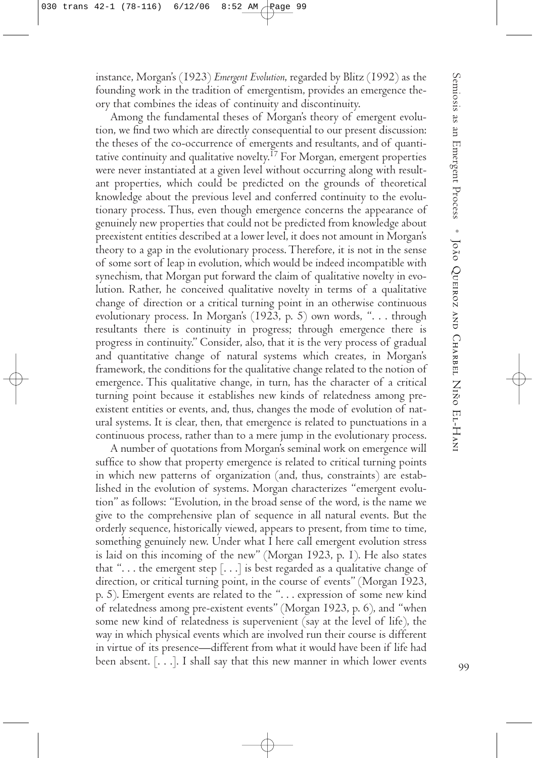instance, Morgan's (1923) *Emergent Evolution*, regarded by Blitz (1992) as the founding work in the tradition of emergentism, provides an emergence theory that combines the ideas of continuity and discontinuity.

Among the fundamental theses of Morgan's theory of emergent evolution, we find two which are directly consequential to our present discussion: the theses of the co-occurrence of emergents and resultants, and of quantitative continuity and qualitative novelty.[17] For Morgan, emergent properties were never instantiated at a given level without occurring along with resultant properties, which could be predicted on the grounds of theoretical knowledge about the previous level and conferred continuity to the evolutionary process. Thus, even though emergence concerns the appearance of genuinely new properties that could not be predicted from knowledge about preexistent entities described at a lower level, it does not amount in Morgan's theory to a gap in the evolutionary process. Therefore, it is not in the sense of some sort of leap in evolution, which would be indeed incompatible with synechism, that Morgan put forward the claim of qualitative novelty in evolution. Rather, he conceived qualitative novelty in terms of a qualitative change of direction or a critical turning point in an otherwise continuous evolutionary process. In Morgan's (1923, p. 5) own words, ". . . through resultants there is continuity in progress; through emergence there is progress in continuity." Consider, also, that it is the very process of gradual and quantitative change of natural systems which creates, in Morgan's framework, the conditions for the qualitative change related to the notion of emergence. This qualitative change, in turn, has the character of a critical turning point because it establishes new kinds of relatedness among preexistent entities or events, and, thus, changes the mode of evolution of natural systems. It is clear, then, that emergence is related to punctuations in a continuous process, rather than to a mere jump in the evolutionary process.

A number of quotations from Morgan's seminal work on emergence will suffice to show that property emergence is related to critical turning points in which new patterns of organization (and, thus, constraints) are established in the evolution of systems. Morgan characterizes "emergent evolution" as follows: "Evolution, in the broad sense of the word, is the name we give to the comprehensive plan of sequence in all natural events. But the orderly sequence, historically viewed, appears to present, from time to time, something genuinely new. Under what I here call emergent evolution stress is laid on this incoming of the new" (Morgan 1923, p. 1). He also states that ". . . the emergent step [. . .] is best regarded as a qualitative change of direction, or critical turning point, in the course of events" (Morgan 1923, p. 5). Emergent events are related to the ". . . expression of some new kind of relatedness among pre-existent events" (Morgan 1923, p. 6), and "when some new kind of relatedness is supervenient (say at the level of life), the way in which physical events which are involved run their course is different in virtue of its presence—different from what it would have been if life had been absent. [. . .]. I shall say that this new manner in which lower events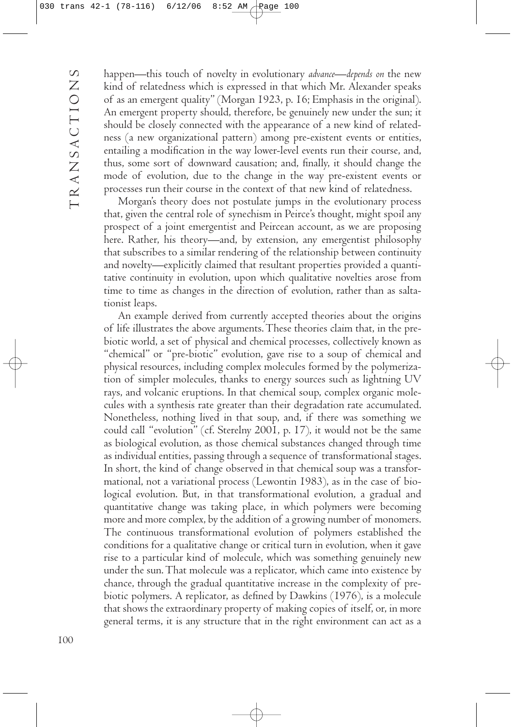happen—this touch of novelty in evolutionary *advance*—*depends on* the new kind of relatedness which is expressed in that which Mr. Alexander speaks of as an emergent quality" (Morgan 1923, p. 16; Emphasis in the original). An emergent property should, therefore, be genuinely new under the sun; it should be closely connected with the appearance of a new kind of relatedness (a new organizational pattern) among pre-existent events or entities, entailing a modification in the way lower-level events run their course, and, thus, some sort of downward causation; and, finally, it should change the mode of evolution, due to the change in the way pre-existent events or processes run their course in the context of that new kind of relatedness.

Morgan's theory does not postulate jumps in the evolutionary process that, given the central role of synechism in Peirce's thought, might spoil any prospect of a joint emergentist and Peircean account, as we are proposing here. Rather, his theory—and, by extension, any emergentist philosophy that subscribes to a similar rendering of the relationship between continuity and novelty—explicitly claimed that resultant properties provided a quantitative continuity in evolution, upon which qualitative novelties arose from time to time as changes in the direction of evolution, rather than as saltationist leaps.

An example derived from currently accepted theories about the origins of life illustrates the above arguments. These theories claim that, in the pre-biotic world, a set of physical and chemical processes, collectively known as "chemical" or "pre-biotic" evolution, gave rise to a soup of chemical and physical resources, including complex molecules formed by the polymerization of simpler molecules, thanks to energy sources such as lightning UV rays, and volcanic eruptions. In that chemical soup, complex organic molecules with a synthesis rate greater than their degradation rate accumulated. Nonetheless, nothing lived in that soup, and, if there was something we could call "evolution" (cf. Sterelny 2001, p. 17), it would not be the same as biological evolution, as those chemical substances changed through time as individual entities, passing through a sequence of transformational stages. In short, the kind of change observed in that chemical soup was a transformational, not a variational process (Lewontin 1983), as in the case of biological evolution. But, in that transformational evolution, a gradual and quantitative change was taking place, in which polymers were becoming more and more complex, by the addition of a growing number of monomers. The continuous transformational evolution of polymers established the conditions for a qualitative change or critical turn in evolution, when it gave rise to a particular kind of molecule, which was something genuinely new under the sun. That molecule was a replicator, which came into existence by chance, through the gradual quantitative increase in the complexity of pre-biotic polymers. A replicator, as defined by Dawkins (1976), is a molecule that shows the extraordinary property of making copies of itself, or, in more general terms, it is any structure that in the right environment can act as a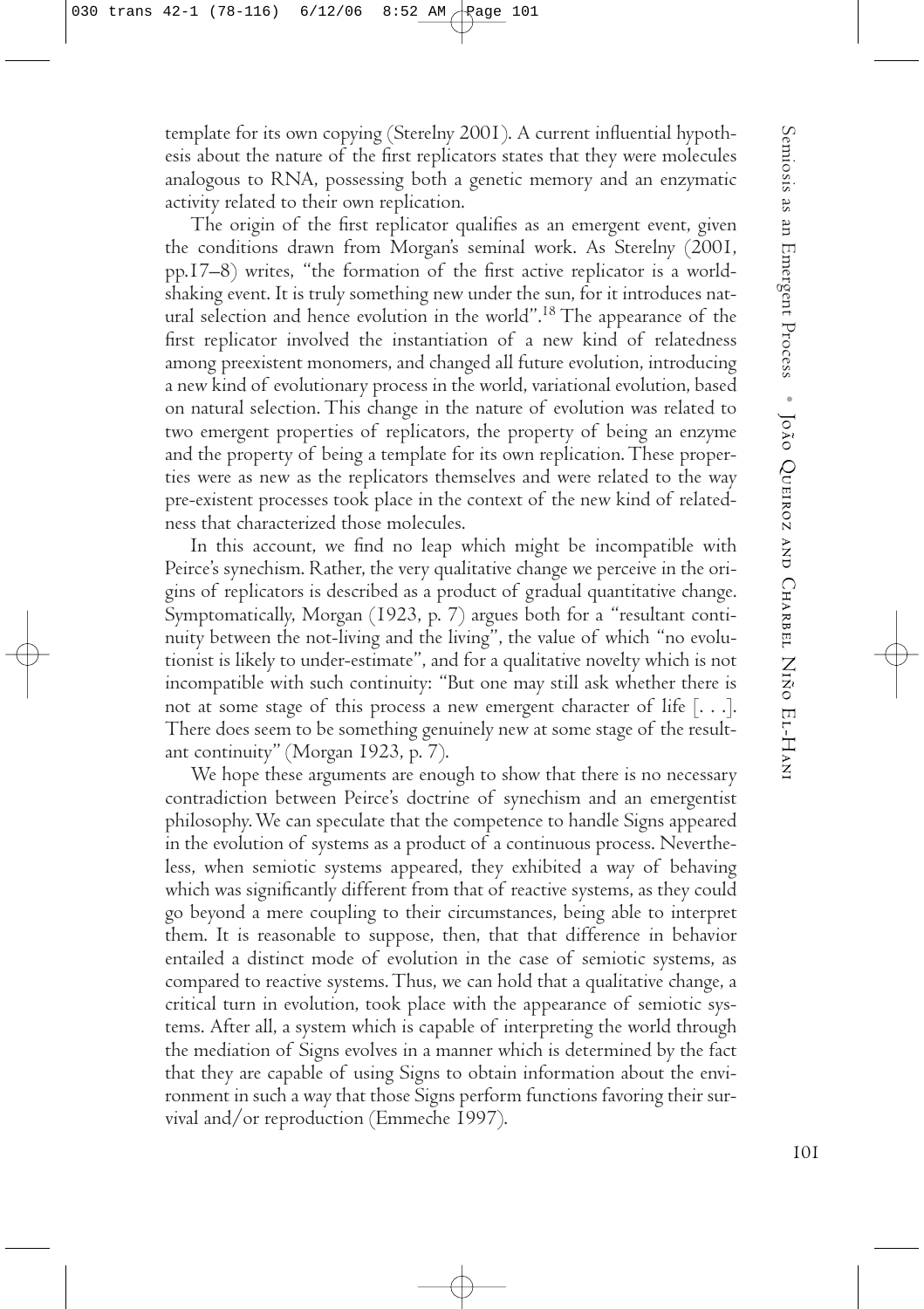template for its own copying (Sterelny 2001). A current influential hypothesis about the nature of the first replicators states that they were molecules analogous to RNA, possessing both a genetic memory and an enzymatic activity related to their own replication.

The origin of the first replicator qualifies as an emergent event, given the conditions drawn from Morgan's seminal work. As Sterelny (2001, pp.17–8) writes, "the formation of the first active replicator is a world-shaking event. It is truly something new under the sun, for it introduces natural selection and hence evolution in the world".[18] The appearance of the first replicator involved the instantiation of a new kind of relatedness among preexistent monomers, and changed all future evolution, introducing a new kind of evolutionary process in the world, variational evolution, based on natural selection. This change in the nature of evolution was related to two emergent properties of replicators, the property of being an enzyme and the property of being a template for its own replication. These properties were as new as the replicators themselves and were related to the way pre-existent processes took place in the context of the new kind of relatedness that characterized those molecules.

In this account, we find no leap which might be incompatible with Peirce's synechism. Rather, the very qualitative change we perceive in the origins of replicators is described as a product of gradual quantitative change. Symptomatically, Morgan (1923, p. 7) argues both for a "resultant continuity between the not-living and the living", the value of which "no evolutionist is likely to under-estimate", and for a qualitative novelty which is not incompatible with such continuity: "But one may still ask whether there is not at some stage of this process a new emergent character of life [. . .]. There does seem to be something genuinely new at some stage of the resultant continuity" (Morgan 1923, p. 7).

We hope these arguments are enough to show that there is no necessary contradiction between Peirce's doctrine of synechism and an emergentist philosophy. We can speculate that the competence to handle Signs appeared in the evolution of systems as a product of a continuous process. Nevertheless, when semiotic systems appeared, they exhibited a way of behaving which was significantly different from that of reactive systems, as they could go beyond a mere coupling to their circumstances, being able to interpret them. It is reasonable to suppose, then, that that difference in behavior entailed a distinct mode of evolution in the case of semiotic systems, as compared to reactive systems. Thus, we can hold that a qualitative change, a critical turn in evolution, took place with the appearance of semiotic systems. After all, a system which is capable of interpreting the world through the mediation of Signs evolves in a manner which is determined by the fact that they are capable of using Signs to obtain information about the environment in such a way that those Signs perform functions favoring their survival and/or reproduction (Emmeche 1997).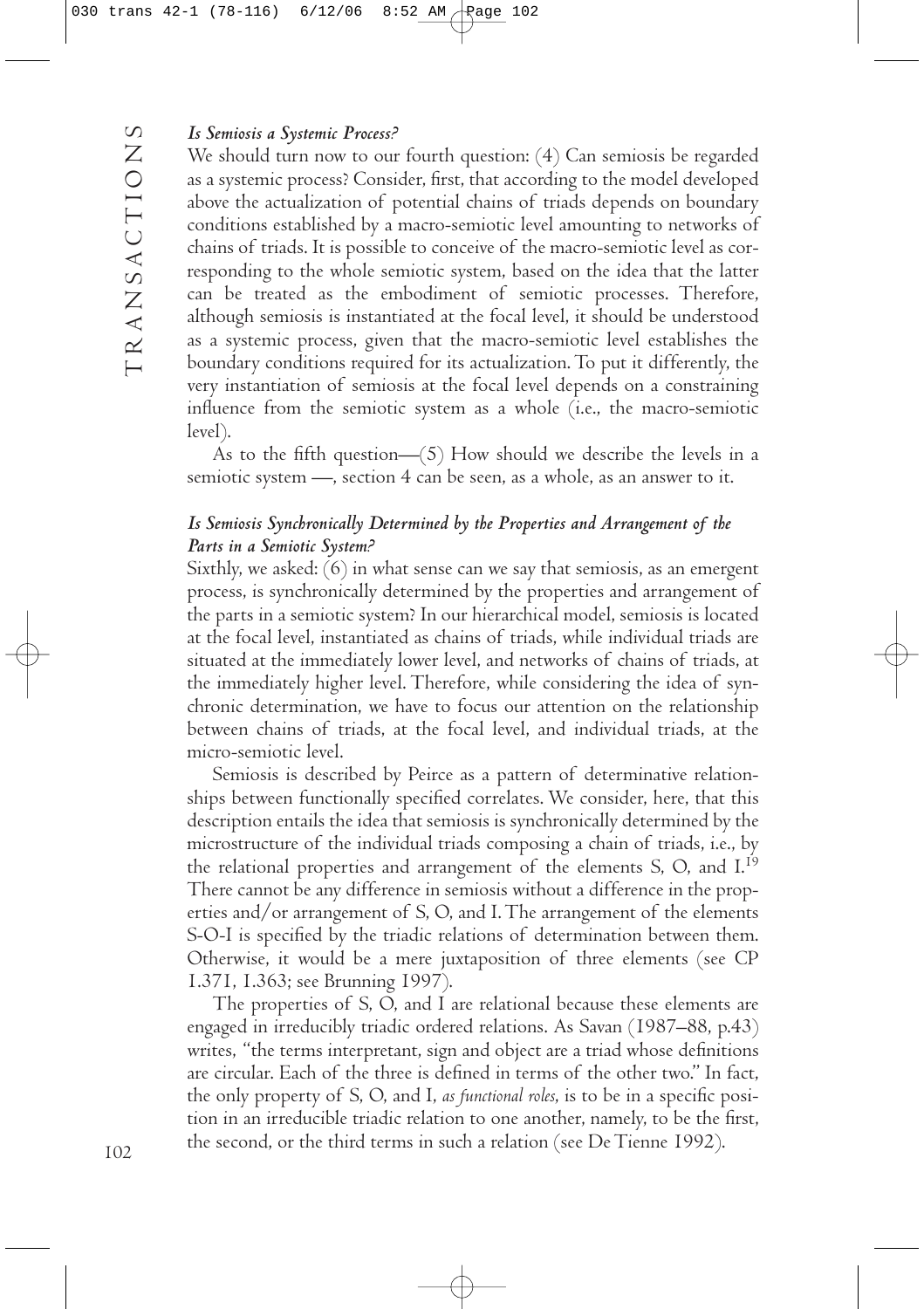### *Is Semiosis a Systemic Process?*

We should turn now to our fourth question: (4) Can semiosis be regarded as a systemic process? Consider, first, that according to the model developed above the actualization of potential chains of triads depends on boundary conditions established by a macro-semiotic level amounting to networks of chains of triads. It is possible to conceive of the macro-semiotic level as corresponding to the whole semiotic system, based on the idea that the latter can be treated as the embodiment of semiotic processes. Therefore, although semiosis is instantiated at the focal level, it should be understood as a systemic process, given that the macro-semiotic level establishes the boundary conditions required for its actualization. To put it differently, the very instantiation of semiosis at the focal level depends on a constraining influence from the semiotic system as a whole (i.e., the macro-semiotic level).

As to the fifth question—(5) How should we describe the levels in a semiotic system —, section 4 can be seen, as a whole, as an answer to it.

### *Is Semiosis Synchronically Determined by the Properties and Arrangement of the Parts in a Semiotic System?*

Sixthly, we asked: (6) in what sense can we say that semiosis, as an emergent process, is synchronically determined by the properties and arrangement of the parts in a semiotic system? In our hierarchical model, semiosis is located at the focal level, instantiated as chains of triads, while individual triads are situated at the immediately lower level, and networks of chains of triads, at the immediately higher level. Therefore, while considering the idea of synchronic determination, we have to focus our attention on the relationship between chains of triads, at the focal level, and individual triads, at the micro-semiotic level.

Semiosis is described by Peirce as a pattern of determinative relationships between functionally specified correlates. We consider, here, that this description entails the idea that semiosis is synchronically determined by the microstructure of the individual triads composing a chain of triads, i.e., by the relational properties and arrangement of the elements S, O, and I.[19] There cannot be any difference in semiosis without a difference in the properties and/or arrangement of S, O, and I. The arrangement of the elements S-O-I is specified by the triadic relations of determination between them. Otherwise, it would be a mere juxtaposition of three elements (see CP 1.371, 1.363; see Brunning 1997).

The properties of S, O, and I are relational because these elements are engaged in irreducibly triadic ordered relations. As Savan (1987–88, p.43) writes, "the terms interpretant, sign and object are a triad whose definitions are circular. Each of the three is defined in terms of the other two." In fact, the only property of S, O, and I, *as functional roles*, is to be in a specific position in an irreducible triadic relation to one another, namely, to be the first, the second, or the third terms in such a relation (see De Tienne 1992).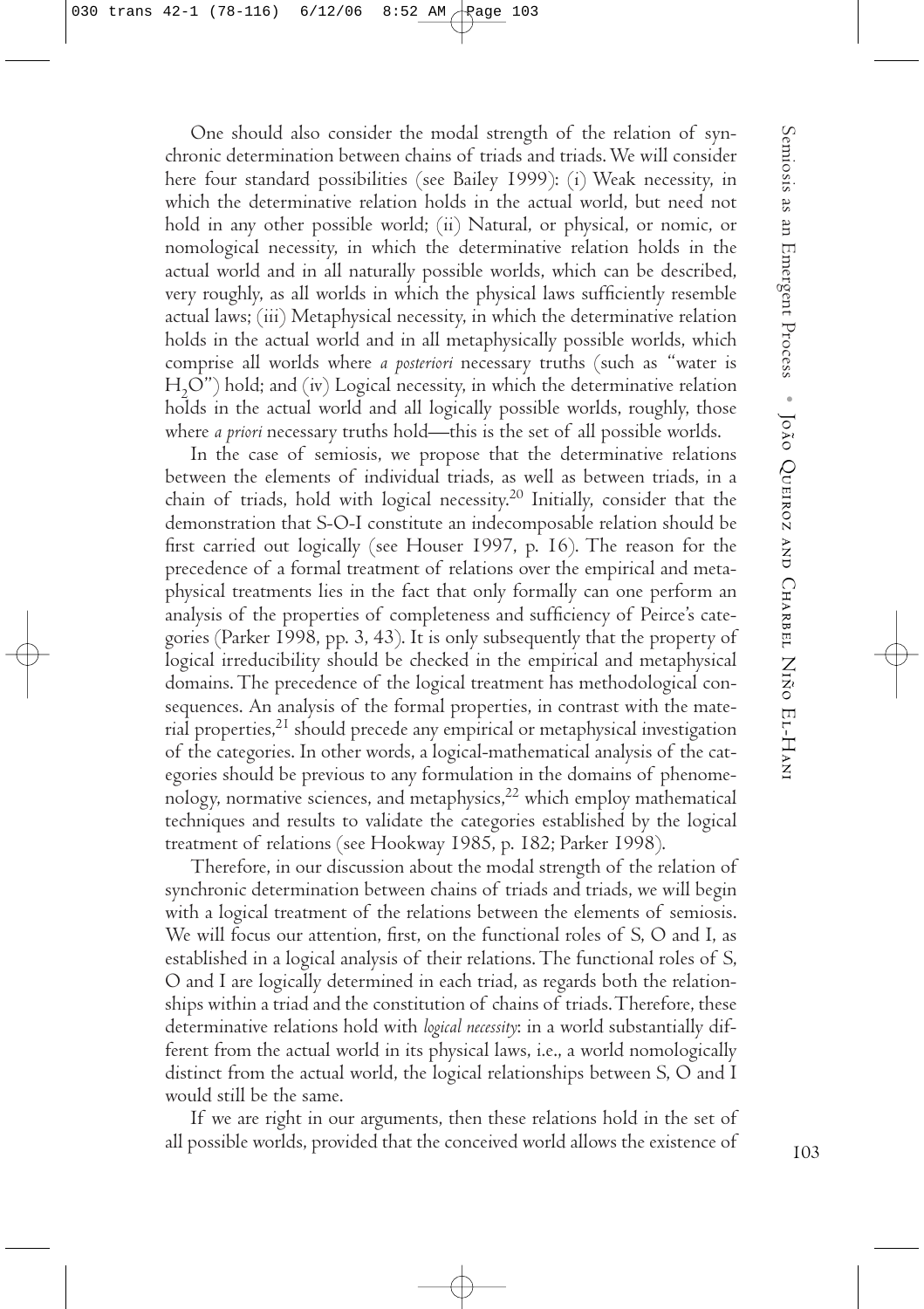One should also consider the modal strength of the relation of synchronic determination between chains of triads and triads. We will consider here four standard possibilities (see Bailey 1999): (i) Weak necessity, in which the determinative relation holds in the actual world, but need not hold in any other possible world; (ii) Natural, or physical, or nomic, or nomological necessity, in which the determinative relation holds in the actual world and in all naturally possible worlds, which can be described, very roughly, as all worlds in which the physical laws sufficiently resemble actual laws; (iii) Metaphysical necessity, in which the determinative relation holds in the actual world and in all metaphysically possible worlds, which comprise all worlds where *a posteriori* necessary truths (such as "water is $H_2O$") hold; and (iv) Logical necessity, in which the determinative relation holds in the actual world and all logically possible worlds, roughly, those where *a priori* necessary truths hold—this is the set of all possible worlds.

In the case of semiosis, we propose that the determinative relations between the elements of individual triads, as well as between triads, in a chain of triads, hold with logical necessity.[20] Initially, consider that the demonstration that S-O-I constitute an indecomposable relation should be first carried out logically (see Houser 1997, p. 16). The reason for the precedence of a formal treatment of relations over the empirical and metaphysical treatments lies in the fact that only formally can one perform an analysis of the properties of completeness and sufficiency of Peirce's categories (Parker 1998, pp. 3, 43). It is only subsequently that the property of logical irreducibility should be checked in the empirical and metaphysical domains. The precedence of the logical treatment has methodological consequences. An analysis of the formal properties, in contrast with the material properties,[21] should precede any empirical or metaphysical investigation of the categories. In other words, a logical-mathematical analysis of the categories should be previous to any formulation in the domains of phenomenology, normative sciences, and metaphysics,[22] which employ mathematical techniques and results to validate the categories established by the logical treatment of relations (see Hookway 1985, p. 182; Parker 1998).

Therefore, in our discussion about the modal strength of the relation of synchronic determination between chains of triads and triads, we will begin with a logical treatment of the relations between the elements of semiosis. We will focus our attention, first, on the functional roles of S, O and I, as established in a logical analysis of their relations. The functional roles of S, O and I are logically determined in each triad, as regards both the relationships within a triad and the constitution of chains of triads. Therefore, these determinative relations hold with *logical necessity*: in a world substantially different from the actual world in its physical laws, i.e., a world nomologically distinct from the actual world, the logical relationships between S, O and I would still be the same.

If we are right in our arguments, then these relations hold in the set of all possible worlds, provided that the conceived world allows the existence of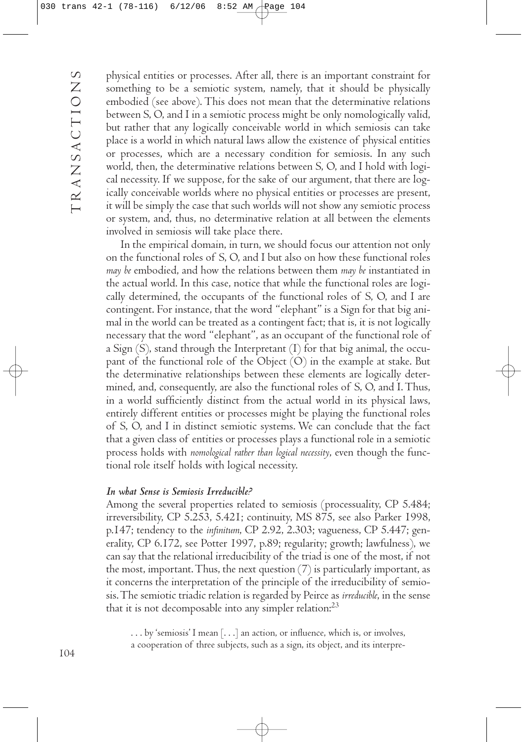physical entities or processes. After all, there is an important constraint for something to be a semiotic system, namely, that it should be physically embodied (see above). This does not mean that the determinative relations between S, O, and I in a semiotic process might be only nomologically valid, but rather that any logically conceivable world in which semiosis can take place is a world in which natural laws allow the existence of physical entities or processes, which are a necessary condition for semiosis. In any such world, then, the determinative relations between S, O, and I hold with logical necessity. If we suppose, for the sake of our argument, that there are logically conceivable worlds where no physical entities or processes are present, it will be simply the case that such worlds will not show any semiotic process or system, and, thus, no determinative relation at all between the elements involved in semiosis will take place there.

In the empirical domain, in turn, we should focus our attention not only on the functional roles of S, O, and I but also on how these functional roles *may be* embodied, and how the relations between them *may be* instantiated in the actual world. In this case, notice that while the functional roles are logically determined, the occupants of the functional roles of S, O, and I are contingent. For instance, that the word "elephant" is a Sign for that big animal in the world can be treated as a contingent fact; that is, it is not logically necessary that the word "elephant", as an occupant of the functional role of a Sign (S), stand through the Interpretant (I) for that big animal, the occupant of the functional role of the Object (O) in the example at stake. But the determinative relationships between these elements are logically determined, and, consequently, are also the functional roles of S, O, and I. Thus, in a world sufficiently distinct from the actual world in its physical laws, entirely different entities or processes might be playing the functional roles of S, O, and I in distinct semiotic systems. We can conclude that the fact that a given class of entities or processes plays a functional role in a semiotic process holds with *nomological rather than logical necessity*, even though the functional role itself holds with logical necessity.

### *In what Sense is Semiosis Irreducible?*

Among the several properties related to semiosis (processuality, CP 5.484; irreversibility, CP 5.253, 5.421; continuity, MS 875, see also Parker 1998, p.147; tendency to the *infinitum*, CP 2.92, 2.303; vagueness, CP 5.447; generality, CP 6.172, see Potter 1997, p.89; regularity; growth; lawfulness), we can say that the relational irreducibility of the triad is one of the most, if not the most, important. Thus, the next question (7) is particularly important, as it concerns the interpretation of the principle of the irreducibility of semiosis. The semiotic triadic relation is regarded by Peirce as *irreducible*, in the sense that it is not decomposable into any simpler relation:[23]

> . . . by 'semiosis' I mean [. . .] an action, or influence, which is, or involves, a cooperation of three subjects, such as a sign, its object, and its interpre-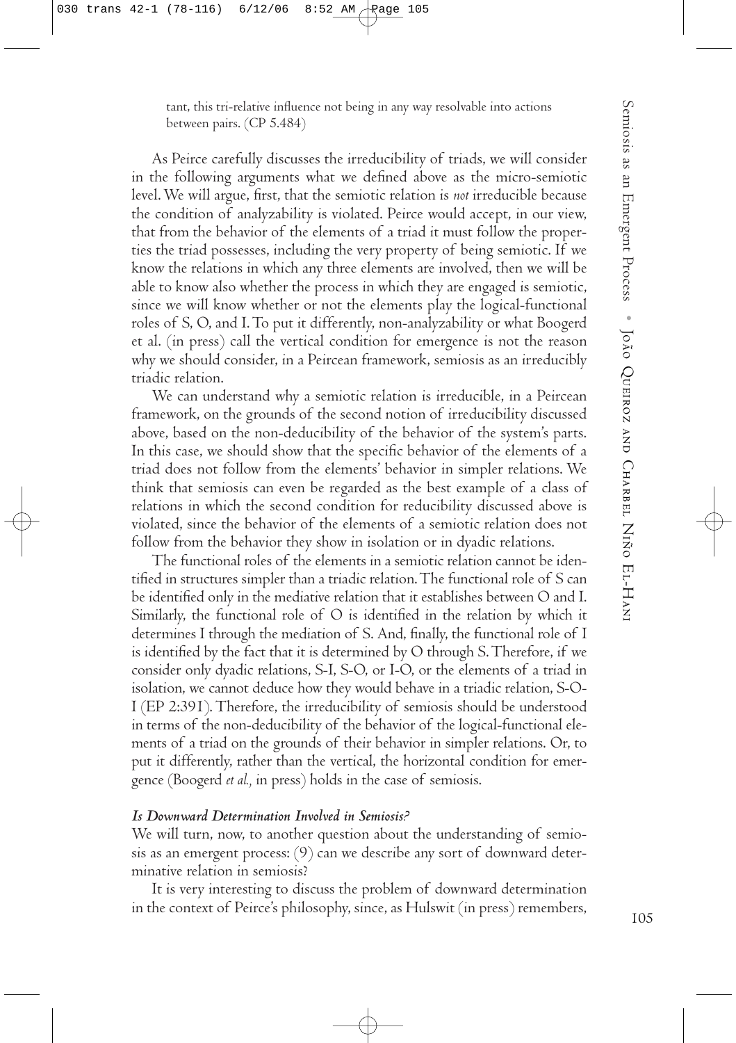tant, this tri-relative influence not being in any way resolvable into actions between pairs. (CP 5.484)

As Peirce carefully discusses the irreducibility of triads, we will consider in the following arguments what we defined above as the micro-semiotic level. We will argue, first, that the semiotic relation is *not* irreducible because the condition of analyzability is violated. Peirce would accept, in our view, that from the behavior of the elements of a triad it must follow the properties the triad possesses, including the very property of being semiotic. If we know the relations in which any three elements are involved, then we will be able to know also whether the process in which they are engaged is semiotic, since we will know whether or not the elements play the logical-functional roles of S, O, and I. To put it differently, non-analyzability or what Boogerd et al. (in press) call the vertical condition for emergence is not the reason why we should consider, in a Peircean framework, semiosis as an irreducibly triadic relation.

We can understand why a semiotic relation is irreducible, in a Peircean framework, on the grounds of the second notion of irreducibility discussed above, based on the non-deducibility of the behavior of the system's parts. In this case, we should show that the specific behavior of the elements of a triad does not follow from the elements' behavior in simpler relations. We think that semiosis can even be regarded as the best example of a class of relations in which the second condition for reducibility discussed above is violated, since the behavior of the elements of a semiotic relation does not follow from the behavior they show in isolation or in dyadic relations.

The functional roles of the elements in a semiotic relation cannot be identified in structures simpler than a triadic relation. The functional role of S can be identified only in the mediative relation that it establishes between O and I. Similarly, the functional role of O is identified in the relation by which it determines I through the mediation of S. And, finally, the functional role of I is identified by the fact that it is determined by O through S. Therefore, if we consider only dyadic relations, S-I, S-O, or I-O, or the elements of a triad in isolation, we cannot deduce how they would behave in a triadic relation, S-O-I (EP 2:391). Therefore, the irreducibility of semiosis should be understood in terms of the non-deducibility of the behavior of the logical-functional elements of a triad on the grounds of their behavior in simpler relations. Or, to put it differently, rather than the vertical, the horizontal condition for emergence (Boogerd *et al.,* in press) holds in the case of semiosis.

#### *Is Downward Determination Involved in Semiosis?*

We will turn, now, to another question about the understanding of semiosis as an emergent process: (9) can we describe any sort of downward determinative relation in semiosis?

It is very interesting to discuss the problem of downward determination in the context of Peirce's philosophy, since, as Hulswit (in press) remembers,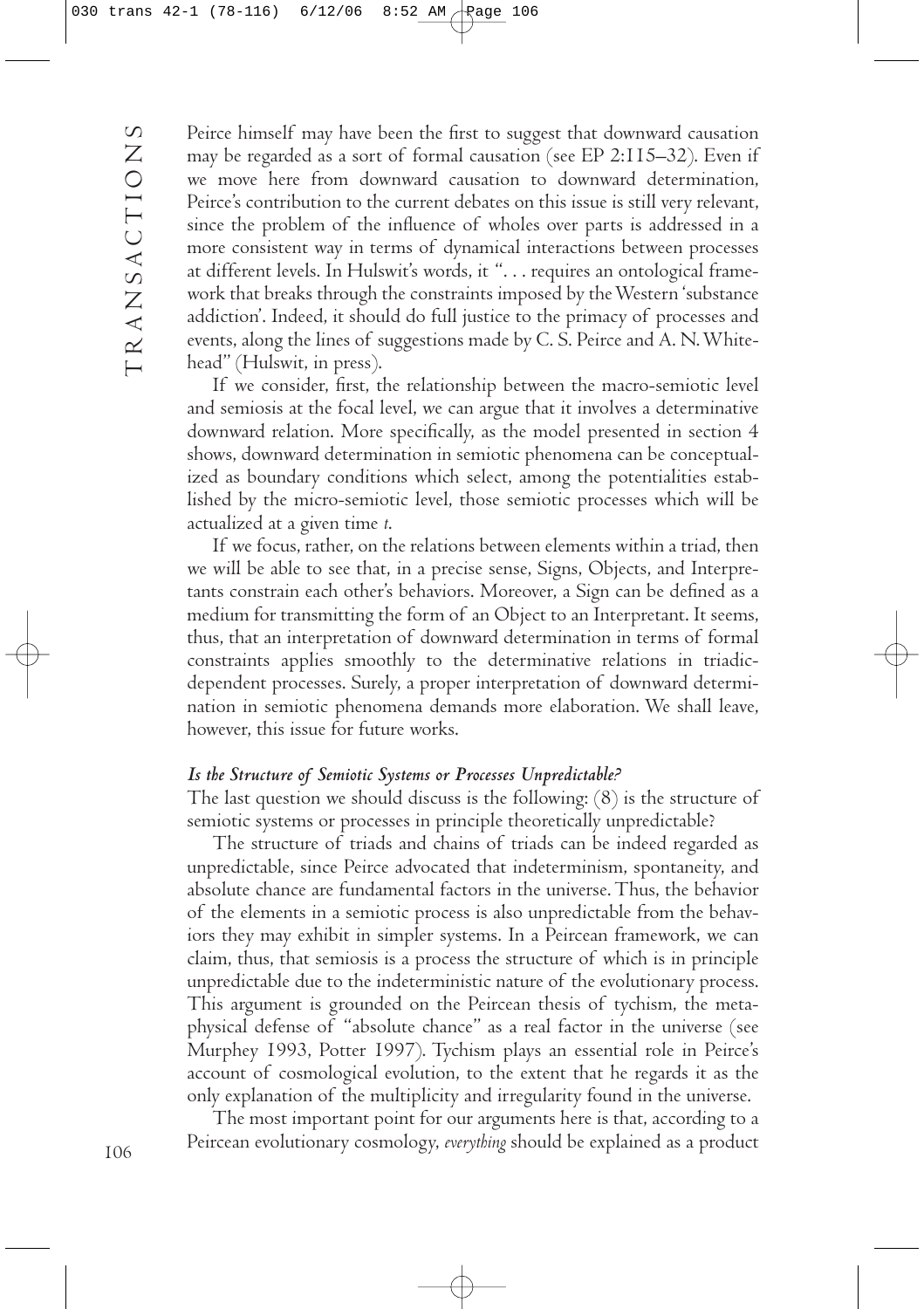Peirce himself may have been the first to suggest that downward causation may be regarded as a sort of formal causation (see EP 2:115–32). Even if we move here from downward causation to downward determination, Peirce's contribution to the current debates on this issue is still very relevant, since the problem of the influence of wholes over parts is addressed in a more consistent way in terms of dynamical interactions between processes at different levels. In Hulswit's words, it ". . . requires an ontological framework that breaks through the constraints imposed by the Western 'substance addiction'. Indeed, it should do full justice to the primacy of processes and events, along the lines of suggestions made by C. S. Peirce and A. N. Whitehead" (Hulswit, in press).

If we consider, first, the relationship between the macro-semiotic level and semiosis at the focal level, we can argue that it involves a determinative downward relation. More specifically, as the model presented in section 4 shows, downward determination in semiotic phenomena can be conceptualized as boundary conditions which select, among the potentialities established by the micro-semiotic level, those semiotic processes which will be actualized at a given time *t*.

If we focus, rather, on the relations between elements within a triad, then we will be able to see that, in a precise sense, Signs, Objects, and Interpretants constrain each other's behaviors. Moreover, a Sign can be defined as a medium for transmitting the form of an Object to an Interpretant. It seems, thus, that an interpretation of downward determination in terms of formal constraints applies smoothly to the determinative relations in triadic-dependent processes. Surely, a proper interpretation of downward determination in semiotic phenomena demands more elaboration. We shall leave, however, this issue for future works.

#### *Is the Structure of Semiotic Systems or Processes Unpredictable?*

The last question we should discuss is the following: (8) is the structure of semiotic systems or processes in principle theoretically unpredictable?

The structure of triads and chains of triads can be indeed regarded as unpredictable, since Peirce advocated that indeterminism, spontaneity, and absolute chance are fundamental factors in the universe. Thus, the behavior of the elements in a semiotic process is also unpredictable from the behaviors they may exhibit in simpler systems. In a Peircean framework, we can claim, thus, that semiosis is a process the structure of which is in principle unpredictable due to the indeterministic nature of the evolutionary process. This argument is grounded on the Peircean thesis of tychism, the metaphysical defense of "absolute chance" as a real factor in the universe (see Murphey 1993, Potter 1997). Tychism plays an essential role in Peirce's account of cosmological evolution, to the extent that he regards it as the only explanation of the multiplicity and irregularity found in the universe.

The most important point for our arguments here is that, according to a Peircean evolutionary cosmology, *everything* should be explained as a product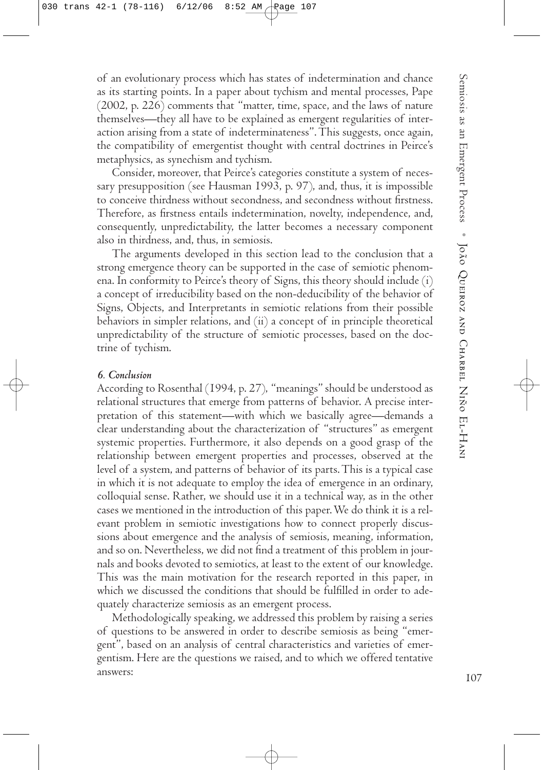of an evolutionary process which has states of indetermination and chance as its starting points. In a paper about tychism and mental processes, Pape (2002, p. 226) comments that "matter, time, space, and the laws of nature themselves—they all have to be explained as emergent regularities of interaction arising from a state of indeterminateness". This suggests, once again, the compatibility of emergentist thought with central doctrines in Peirce's metaphysics, as synechism and tychism.

Consider, moreover, that Peirce's categories constitute a system of necessary presupposition (see Hausman 1993, p. 97), and, thus, it is impossible to conceive thirdness without secondness, and secondness without firstness. Therefore, as firstness entails indetermination, novelty, independence, and, consequently, unpredictability, the latter becomes a necessary component also in thirdness, and, thus, in semiosis.

The arguments developed in this section lead to the conclusion that a strong emergence theory can be supported in the case of semiotic phenomena. In conformity to Peirce's theory of Signs, this theory should include (i) a concept of irreducibility based on the non-deducibility of the behavior of Signs, Objects, and Interpretants in semiotic relations from their possible behaviors in simpler relations, and (ii) a concept of in principle theoretical unpredictability of the structure of semiotic processes, based on the doctrine of tychism.

### *6. Conclusion*

According to Rosenthal (1994, p. 27), "meanings" should be understood as relational structures that emerge from patterns of behavior. A precise interpretation of this statement—with which we basically agree—demands a clear understanding about the characterization of "structures" as emergent systemic properties. Furthermore, it also depends on a good grasp of the relationship between emergent properties and processes, observed at the level of a system, and patterns of behavior of its parts. This is a typical case in which it is not adequate to employ the idea of emergence in an ordinary, colloquial sense. Rather, we should use it in a technical way, as in the other cases we mentioned in the introduction of this paper. We do think it is a relevant problem in semiotic investigations how to connect properly discussions about emergence and the analysis of semiosis, meaning, information, and so on. Nevertheless, we did not find a treatment of this problem in journals and books devoted to semiotics, at least to the extent of our knowledge. This was the main motivation for the research reported in this paper, in which we discussed the conditions that should be fulfilled in order to adequately characterize semiosis as an emergent process.

Methodologically speaking, we addressed this problem by raising a series of questions to be answered in order to describe semiosis as being "emergent", based on an analysis of central characteristics and varieties of emergentism. Here are the questions we raised, and to which we offered tentative answers: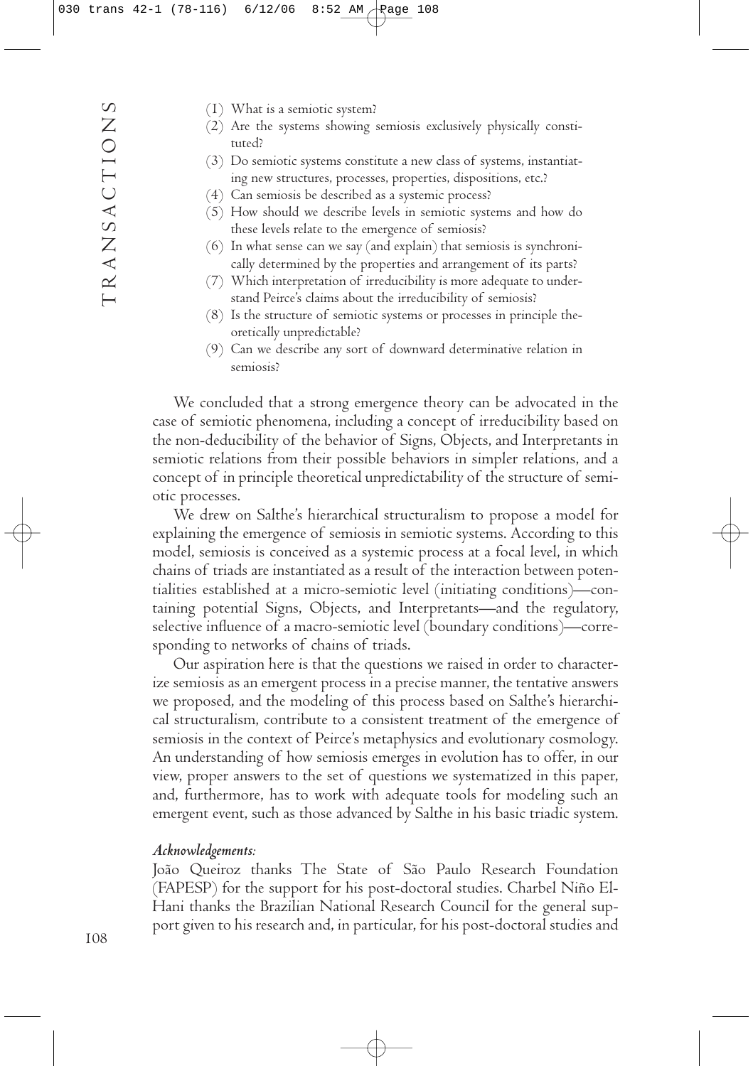(1) What is a semiotic system?
(2) Are the systems showing semiosis exclusively physically constituted?
(3) Do semiotic systems constitute a new class of systems, instantiating new structures, processes, properties, dispositions, etc.?
(4) Can semiosis be described as a systemic process?
(5) How should we describe levels in semiotic systems and how do these levels relate to the emergence of semiosis?
(6) In what sense can we say (and explain) that semiosis is synchronically determined by the properties and arrangement of its parts?
(7) Which interpretation of irreducibility is more adequate to understand Peirce's claims about the irreducibility of semiosis?
(8) Is the structure of semiotic systems or processes in principle theoretically unpredictable?
(9) Can we describe any sort of downward determinative relation in semiosis?

We concluded that a strong emergence theory can be advocated in the case of semiotic phenomena, including a concept of irreducibility based on the non-deducibility of the behavior of Signs, Objects, and Interpretants in semiotic relations from their possible behaviors in simpler relations, and a concept of in principle theoretical unpredictability of the structure of semiotic processes.

We drew on Salthe's hierarchical structuralism to propose a model for explaining the emergence of semiosis in semiotic systems. According to this model, semiosis is conceived as a systemic process at a focal level, in which chains of triads are instantiated as a result of the interaction between potentialities established at a micro-semiotic level (initiating conditions)—containing potential Signs, Objects, and Interpretants—and the regulatory, selective influence of a macro-semiotic level (boundary conditions)—corresponding to networks of chains of triads.

Our aspiration here is that the questions we raised in order to characterize semiosis as an emergent process in a precise manner, the tentative answers we proposed, and the modeling of this process based on Salthe's hierarchical structuralism, contribute to a consistent treatment of the emergence of semiosis in the context of Peirce's metaphysics and evolutionary cosmology. An understanding of how semiosis emerges in evolution has to offer, in our view, proper answers to the set of questions we systematized in this paper, and, furthermore, has to work with adequate tools for modeling such an emergent event, such as those advanced by Salthe in his basic triadic system.

### *Acknowledgements:*

João Queiroz thanks The State of São Paulo Research Foundation (FAPESP) for the support for his post-doctoral studies. Charbel Niño El-Hani thanks the Brazilian National Research Council for the general support given to his research and, in particular, for his post-doctoral studies and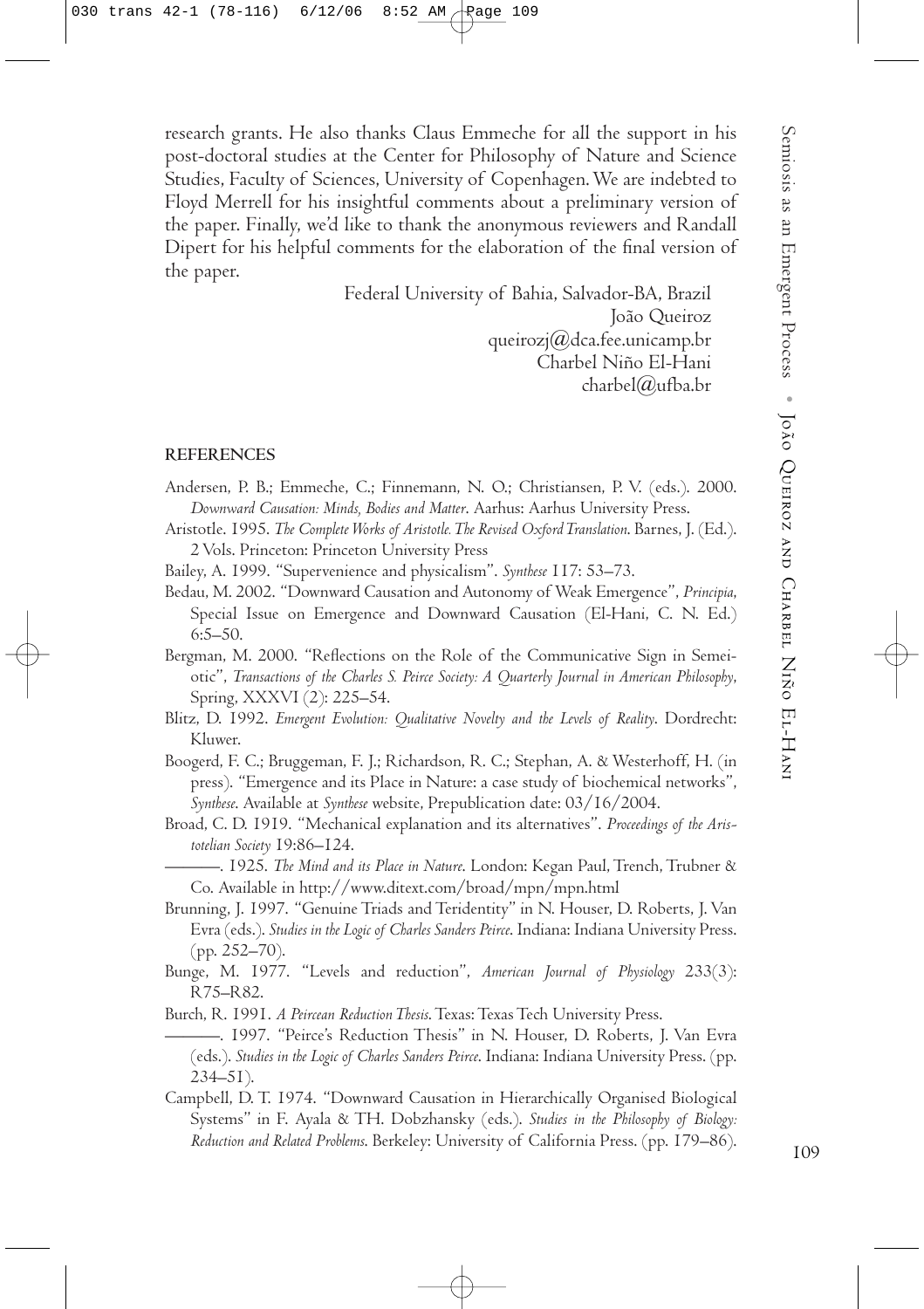research grants. He also thanks Claus Emmeche for all the support in his post-doctoral studies at the Center for Philosophy of Nature and Science Studies, Faculty of Sciences, University of Copenhagen. We are indebted to Floyd Merrell for his insightful comments about a preliminary version of the paper. Finally, we'd like to thank the anonymous reviewers and Randall Dipert for his helpful comments for the elaboration of the final version of the paper.

Federal University of Bahia, Salvador-BA, Brazil  
João Queiroz  
queirozj@dca.fee.unicamp.br  
Charbel Niño El-Hani  
charbel@ufba.br

## REFERENCES

Andersen, P. B.; Emmeche, C.; Finnemann, N. O.; Christiansen, P. V. (eds.). 2000. *Downward Causation: Minds, Bodies and Matter*. Aarhus: Aarhus University Press.

Aristotle. 1995. *The Complete Works of Aristotle. The Revised Oxford Translation*. Barnes, J. (Ed.). 2 Vols. Princeton: Princeton University Press

Bailey, A. 1999. "Supervenience and physicalism". *Synthese* 117: 53–73.

Bedau, M. 2002. "Downward Causation and Autonomy of Weak Emergence", *Principia*, Special Issue on Emergence and Downward Causation (El-Hani, C. N. Ed.) 6:5–50.

Bergman, M. 2000. "Reflections on the Role of the Communicative Sign in Semeiotic", *Transactions of the Charles S. Peirce Society: A Quarterly Journal in American Philosophy*, Spring, XXXVI (2): 225–54.

Blitz, D. 1992. *Emergent Evolution: Qualitative Novelty and the Levels of Reality*. Dordrecht: Kluwer.

Boogerd, F. C.; Bruggeman, F. J.; Richardson, R. C.; Stephan, A. & Westerhoff, H. (in press). "Emergence and its Place in Nature: a case study of biochemical networks", *Synthese*. Available at *Synthese* website, Prepublication date: 03/16/2004.

Broad, C. D. 1919. "Mechanical explanation and its alternatives". *Proceedings of the Aristotelian Society* 19:86–124.

———. 1925. *The Mind and its Place in Nature*. London: Kegan Paul, Trench, Trubner & Co. Available in http://www.ditext.com/broad/mpn/mpn.html

Brunning, J. 1997. "Genuine Triads and Teridentity" in N. Houser, D. Roberts, J. Van Evra (eds.). *Studies in the Logic of Charles Sanders Peirce*. Indiana: Indiana University Press. (pp. 252–70).

Bunge, M. 1977. "Levels and reduction", *American Journal of Physiology* 233(3): R75–R82.

Burch, R. 1991. *A Peircean Reduction Thesis*. Texas: Texas Tech University Press.

———. 1997. "Peirce's Reduction Thesis" in N. Houser, D. Roberts, J. Van Evra (eds.). *Studies in the Logic of Charles Sanders Peirce*. Indiana: Indiana University Press. (pp. 234–51).

Campbell, D. T. 1974. "Downward Causation in Hierarchically Organised Biological Systems" in F. Ayala & TH. Dobzhansky (eds.). *Studies in the Philosophy of Biology: Reduction and Related Problems*. Berkeley: University of California Press. (pp. 179–86).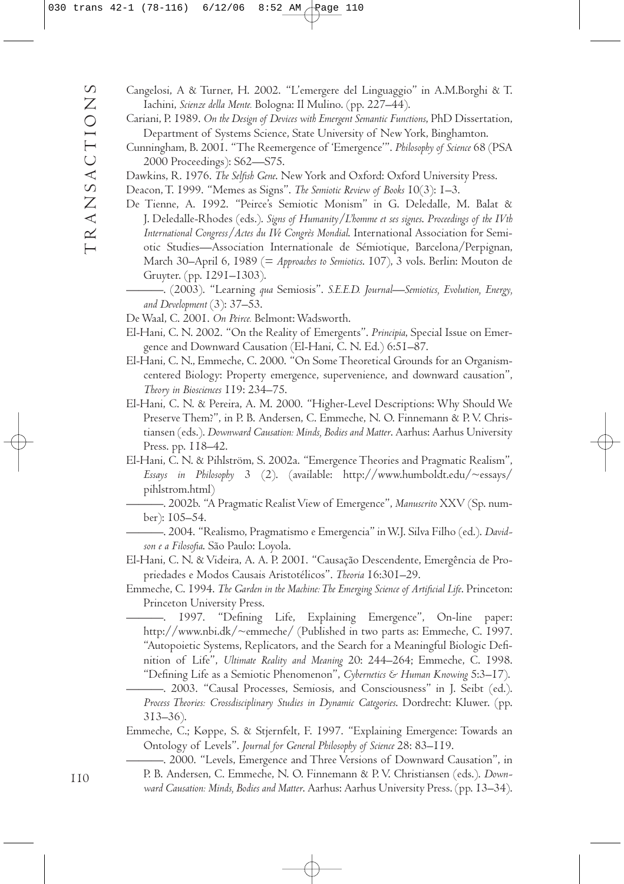Cangelosi, A & Turner, H. 2002. "L'emergere del Linguaggio" in A.M.Borghi & T. Iachini, *Scienze della Mente.* Bologna: Il Mulino. (pp. 227–44).

Cariani, P. 1989. *On the Design of Devices with Emergent Semantic Functions*, PhD Dissertation, Department of Systems Science, State University of New York, Binghamton.

Cunningham, B. 2001. "The Reemergence of 'Emergence'". *Philosophy of Science* 68 (PSA 2000 Proceedings): S62—S75.

Dawkins, R. 1976. *The Selfish Gene*. New York and Oxford: Oxford University Press.

Deacon, T. 1999. "Memes as Signs". *The Semiotic Review of Books* 10(3): 1–3.

De Tienne, A. 1992. "Peirce's Semiotic Monism" in G. Deledalle, M. Balat & J. Deledalle-Rhodes (eds.). *Signs of Humanity/L'homme et ses signes. Proceedings of the IVth International Congress/Actes du IVe Congrès Mondial*. International Association for Semiotic Studies—Association Internationale de Sémiotique, Barcelona/Perpignan, March 30–April 6, 1989 (= *Approaches to Semiotics*. 107), 3 vols. Berlin: Mouton de Gruyter. (pp. 1291–1303).

———. (2003). "Learning *qua* Semiosis". *S.E.E.D. Journal—Semiotics, Evolution, Energy, and Development* (3): 37–53.

De Waal, C. 2001. *On Peirce.* Belmont: Wadsworth.

El-Hani, C. N. 2002. "On the Reality of Emergents". *Principia*, Special Issue on Emergence and Downward Causation (El-Hani, C. N. Ed.) 6:51–87.

El-Hani, C. N., Emmeche, C. 2000. "On Some Theoretical Grounds for an Organism-centered Biology: Property emergence, supervenience, and downward causation", *Theory in Biosciences* 119: 234–75.

El-Hani, C. N. & Pereira, A. M. 2000. "Higher-Level Descriptions: Why Should We Preserve Them?", in P. B. Andersen, C. Emmeche, N. O. Finnemann & P. V. Christiansen (eds.). *Downward Causation: Minds, Bodies and Matter*. Aarhus: Aarhus University Press. pp. 118–42.

El-Hani, C. N. & Pihlström, S. 2002a. "Emergence Theories and Pragmatic Realism", *Essays in Philosophy* 3 (2). (available: http://www.humboldt.edu/~essays/pihlstrom.html)

———. 2002b. "A Pragmatic Realist View of Emergence", *Manuscrito* XXV (Sp. number): 105–54.

———. 2004. "Realismo, Pragmatismo e Emergencia" in W.J. Silva Filho (ed.). *Davidson e a Filosofia*. São Paulo: Loyola.

El-Hani, C. N. & Videira, A. A. P. 2001. "Causação Descendente, Emergência de Propriedades e Modos Causais Aristotélicos". *Theoria* 16:301–29.

Emmeche, C. 1994. *The Garden in the Machine: The Emerging Science of Artificial Life*. Princeton: Princeton University Press.

———. 1997. "Defining Life, Explaining Emergence", On-line paper: http://www.nbi.dk/~emmeche/ (Published in two parts as: Emmeche, C. 1997. "Autopoietic Systems, Replicators, and the Search for a Meaningful Biologic Definition of Life", *Ultimate Reality and Meaning* 20: 244–264; Emmeche, C. 1998. "Defining Life as a Semiotic Phenomenon", *Cybernetics & Human Knowing* 5:3–17).

———. 2003. "Causal Processes, Semiosis, and Consciousness" in J. Seibt (ed.). *Process Theories: Crossdisciplinary Studies in Dynamic Categories*. Dordrecht: Kluwer. (pp. 313–36).

Emmeche, C.; Køppe, S. & Stjernfelt, F. 1997. "Explaining Emergence: Towards an Ontology of Levels". *Journal for General Philosophy of Science* 28: 83–119.

———. 2000. "Levels, Emergence and Three Versions of Downward Causation", in P. B. Andersen, C. Emmeche, N. O. Finnemann & P. V. Christiansen (eds.). *Downward Causation: Minds, Bodies and Matter*. Aarhus: Aarhus University Press. (pp. 13–34).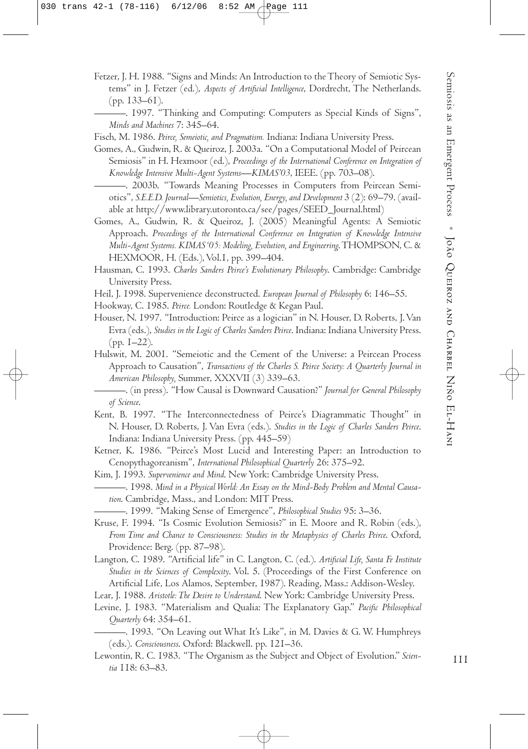Fetzer, J. H. 1988. "Signs and Minds: An Introduction to the Theory of Semiotic Systems" in J. Fetzer (ed.), *Aspects of Artificial Intelligence*, Dordrecht, The Netherlands. (pp. 133–61).

———. 1997. "Thinking and Computing: Computers as Special Kinds of Signs", *Minds and Machines* 7: 345–64.

Fisch, M. 1986. *Peirce, Semeiotic, and Pragmatism.* Indiana: Indiana University Press.

Gomes, A., Gudwin, R. & Queiroz, J. 2003a. "On a Computational Model of Peircean Semiosis" in H. Hexmoor (ed.), *Proceedings of the International Conference on Integration of Knowledge Intensive Multi-Agent Systems—KIMAS'03*, IEEE. (pp. 703–08).

———. 2003b. "Towards Meaning Processes in Computers from Peircean Semiotics", *S.E.E.D. Journal—Semiotics, Evolution, Energy, and Development* 3 (2): 69–79. (available at http://www.library.utoronto.ca/see/pages/SEED_Journal.html)

Gomes, A., Gudwin, R. & Queiroz, J. (2005) Meaningful Agents: A Semiotic Approach. *Proceedings of the International Conference on Integration of Knowledge Intensive Multi-Agent Systems. KIMAS '05: Modeling, Evolution, and Engineering*. THOMPSON, C. & HEXMOOR, H. (Eds.), Vol.1, pp. 399–404.

Hausman, C. 1993. *Charles Sanders Peirce's Evolutionary Philosophy*. Cambridge: Cambridge University Press.

Heil, J. 1998. Supervenience deconstructed. *European Journal of Philosophy* 6: 146–55.

Hookway, C. 1985. *Peirce.* London: Routledge & Kegan Paul.

Houser, N. 1997. "Introduction: Peirce as a logician" in N. Houser, D. Roberts, J. Van Evra (eds.), *Studies in the Logic of Charles Sanders Peirce*. Indiana: Indiana University Press. (pp. 1–22).

Hulswit, M. 2001. "Semeiotic and the Cement of the Universe: a Peircean Process Approach to Causation", *Transactions of the Charles S. Peirce Society: A Quarterly Journal in American Philosophy*, Summer, XXXVII (3) 339–63.

———. (in press). "How Causal is Downward Causation?" *Journal for General Philosophy of Science*.

Kent, B. 1997. "The Interconnectedness of Peirce's Diagrammatic Thought" in N. Houser, D. Roberts, J. Van Evra (eds.). *Studies in the Logic of Charles Sanders Peirce*. Indiana: Indiana University Press. (pp. 445–59)

Ketner, K. 1986. "Peirce's Most Lucid and Interesting Paper: an Introduction to Cenopythagoreanism", *International Philosophical Quarterly* 26: 375–92.

Kim, J. 1993. *Supervenience and Mind*. New York: Cambridge University Press.

———. 1998. *Mind in a Physical World: An Essay on the Mind-Body Problem and Mental Causation*. Cambridge, Mass., and London: MIT Press.

———. 1999. "Making Sense of Emergence", *Philosophical Studies* 95: 3–36.

Kruse, F. 1994. "Is Cosmic Evolution Semiosis?" in E. Moore and R. Robin (eds.), *From Time and Chance to Consciousness: Studies in the Metaphysics of Charles Peirce*. Oxford, Providence: Berg. (pp. 87–98).

Langton, C. 1989. "Artificial life" in C. Langton, C. (ed.). *Artificial Life, Santa Fe Institute Studies in the Sciences of Complexity*. Vol. 5. (Proceedings of the First Conference on Artificial Life, Los Alamos, September, 1987). Reading, Mass.: Addison-Wesley.

Lear, J. 1988. *Aristotle: The Desire to Understand*. New York: Cambridge University Press.

Levine, J. 1983. "Materialism and Qualia: The Explanatory Gap." *Pacific Philosophical Quarterly* 64: 354–61.

———. 1993. "On Leaving out What It's Like", in M. Davies & G. W. Humphreys (eds.). *Consciousness*. Oxford: Blackwell. pp. 121–36.

Lewontin, R. C. 1983. "The Organism as the Subject and Object of Evolution." *Scientia* 118: 63–83.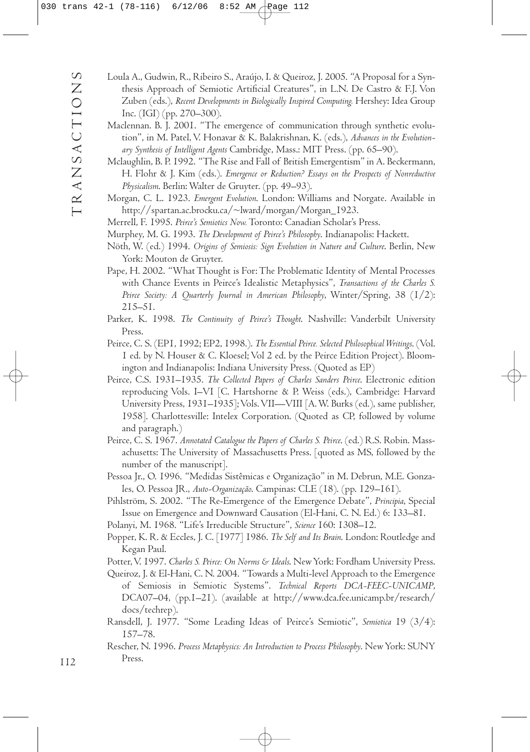Loula A., Gudwin, R., Ribeiro S., Araújo, I. & Queiroz, J. 2005. "A Proposal for a Synthesis Approach of Semiotic Artificial Creatures", in L.N. De Castro & F.J. Von Zuben (eds.), *Recent Developments in Biologically Inspired Computing.* Hershey: Idea Group Inc. (IGI) (pp. 270–300).

Maclennan. B. J. 2001. "The emergence of communication through synthetic evolution", in M. Patel, V. Honavar & K. Balakrishnan, K. (eds.), *Advances in the Evolutionary Synthesis of Intelligent Agents* Cambridge, Mass.: MIT Press. (pp. 65–90).

Mclaughlin, B. P. 1992. "The Rise and Fall of British Emergentism" in A. Beckermann, H. Flohr & J. Kim (eds.). *Emergence or Reduction? Essays on the Prospects of Nonreductive Physicalism.* Berlin: Walter de Gruyter. (pp. 49–93).

Morgan, C. L. 1923. *Emergent Evolution.* London: Williams and Norgate. Available in http://spartan.ac.brocku.ca/~lward/morgan/Morgan_1923.

Merrell, F. 1995. *Peirce's Semiotics Now.* Toronto: Canadian Scholar's Press.

Murphey, M. G. 1993. *The Development of Peirce's Philosophy.* Indianapolis: Hackett.

Nöth, W. (ed.) 1994. *Origins of Semiosis: Sign Evolution in Nature and Culture.* Berlin, New York: Mouton de Gruyter.

Pape, H. 2002. "What Thought is For: The Problematic Identity of Mental Processes with Chance Events in Peirce's Idealistic Metaphysics", *Transactions of the Charles S. Peirce Society: A Quarterly Journal in American Philosophy,* Winter/Spring, 38 (1/2): 215–51.

Parker, K. 1998. *The Continuity of Peirce's Thought.* Nashville: Vanderbilt University Press.

Peirce, C. S. (EP1, 1992; EP2, 1998.). *The Essential Peirce. Selected Philosophical Writings.* (Vol. 1 ed. by N. Houser & C. Kloesel; Vol 2 ed. by the Peirce Edition Project). Bloomington and Indianapolis: Indiana University Press. (Quoted as EP)

Peirce, C.S. 1931–1935. *The Collected Papers of Charles Sanders Peirce.* Electronic edition reproducing Vols. I–VI [C. Hartshorne & P. Weiss (eds.), Cambridge: Harvard University Press, 1931–1935]; Vols. VII—VIII [A. W. Burks (ed.), same publisher, 1958]. Charlottesville: Intelex Corporation. (Quoted as CP, followed by volume and paragraph.)

Peirce, C. S. 1967. *Annotated Catalogue the Papers of Charles S. Peirce.* (ed.) R.S. Robin. Massachusetts: The University of Massachusetts Press. [quoted as MS, followed by the number of the manuscript].

Pessoa Jr., O. 1996. "Medidas Sistêmicas e Organização" in M. Debrun, M.E. Gonzales, O. Pessoa JR., *Auto-Organização.* Campinas: CLE (18). (pp. 129–161).

Pihlström, S. 2002. "The Re-Emergence of the Emergence Debate", *Principia,* Special Issue on Emergence and Downward Causation (El-Hani, C. N. Ed.) 6: 133–81.

Polanyi, M. 1968. "Life's Irreducible Structure", *Science* 160: 1308–12.

Popper, K. R. & Eccles, J. C. [1977] 1986. *The Self and Its Brain.* London: Routledge and Kegan Paul.

Potter, V. 1997. *Charles S. Peirce: On Norms & Ideals.* New York: Fordham University Press.

Queiroz, J. & El-Hani, C. N. 2004. "Towards a Multi-level Approach to the Emergence of Semiosis in Semiotic Systems". *Technical Reports DCA-FEEC-UNICAMP,* DCA07–04, (pp.1–21). (available at http://www.dca.fee.unicamp.br/research/docs/techrep).

Ransdell, J. 1977. "Some Leading Ideas of Peirce's Semiotic", *Semiotica* 19 (3/4): 157–78.

Rescher, N. 1996. *Process Metaphysics: An Introduction to Process Philosophy.* New York: SUNY Press.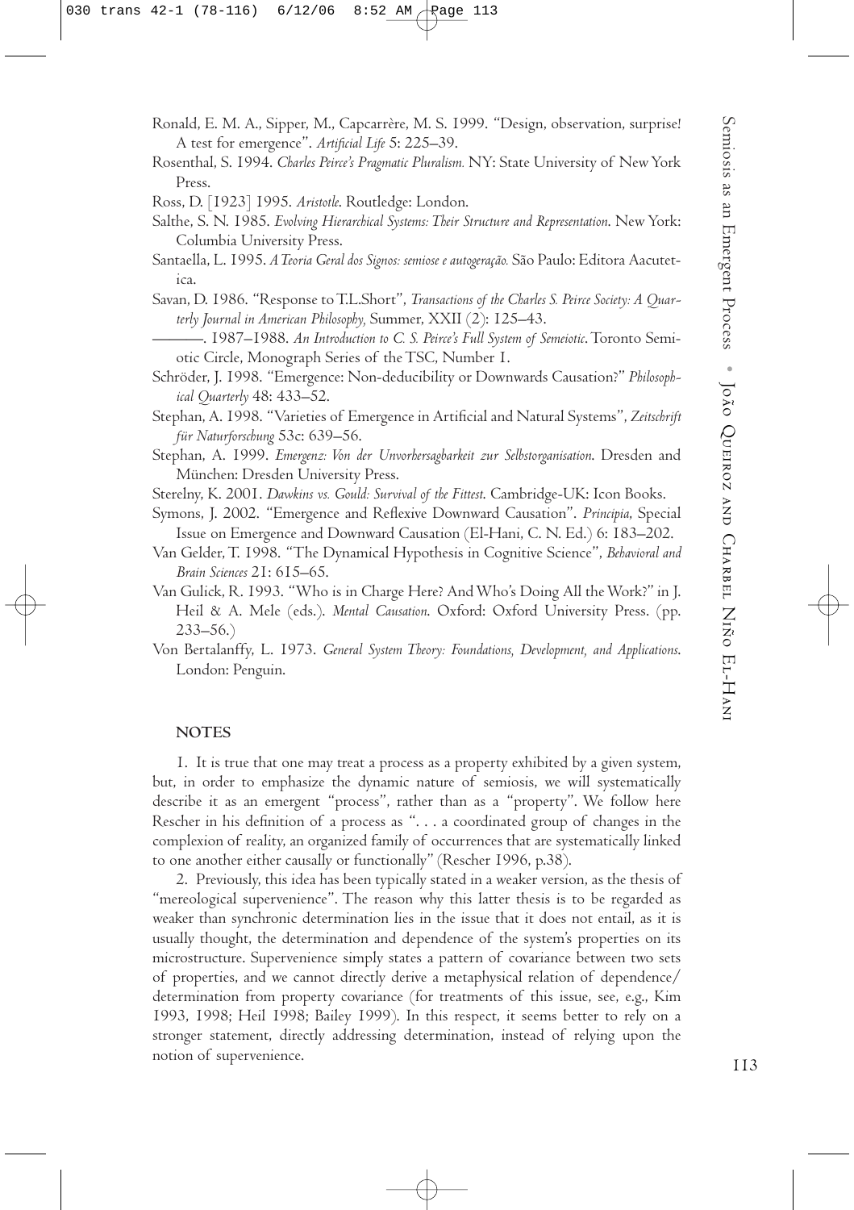Ronald, E. M. A., Sipper, M., Capcarrère, M. S. 1999. "Design, observation, surprise! A test for emergence". *Artificial Life* 5: 225–39.

Rosenthal, S. 1994. *Charles Peirce's Pragmatic Pluralism.* NY: State University of New York Press.

Ross, D. [1923] 1995. *Aristotle*. Routledge: London.

Salthe, S. N. 1985. *Evolving Hierarchical Systems: Their Structure and Representation*. New York: Columbia University Press.

Santaella, L. 1995. *A Teoria Geral dos Signos: semiose e autogeração.* São Paulo: Editora Aacutetica.

Savan, D. 1986. "Response to T.L.Short", *Transactions of the Charles S. Peirce Society: A Quarterly Journal in American Philosophy,* Summer, XXII (2): 125–43.

———. 1987–1988. *An Introduction to C. S. Peirce's Full System of Semeiotic*. Toronto Semiotic Circle, Monograph Series of the TSC, Number 1.

Schröder, J. 1998. "Emergence: Non-deducibility or Downwards Causation?" *Philosophical Quarterly* 48: 433–52.

Stephan, A. 1998. "Varieties of Emergence in Artificial and Natural Systems", *Zeitschrift für Naturforschung* 53c: 639–56.

Stephan, A. 1999. *Emergenz: Von der Unvorhersagbarkeit zur Selbstorganisation*. Dresden and München: Dresden University Press.

Sterelny, K. 2001. *Dawkins vs. Gould: Survival of the Fittest*. Cambridge-UK: Icon Books.

Symons, J. 2002. "Emergence and Reflexive Downward Causation". *Principia*, Special Issue on Emergence and Downward Causation (El-Hani, C. N. Ed.) 6: 183–202.

Van Gelder, T. 1998. "The Dynamical Hypothesis in Cognitive Science", *Behavioral and Brain Sciences* 21: 615–65.

Van Gulick, R. 1993. "Who is in Charge Here? And Who's Doing All the Work?" in J. Heil & A. Mele (eds.). *Mental Causation*. Oxford: Oxford University Press. (pp. 233–56.)

Von Bertalanffy, L. 1973. *General System Theory: Foundations, Development, and Applications*. London: Penguin.

## NOTES

1. It is true that one may treat a process as a property exhibited by a given system, but, in order to emphasize the dynamic nature of semiosis, we will systematically describe it as an emergent "process", rather than as a "property". We follow here Rescher in his definition of a process as ". . . a coordinated group of changes in the complexion of reality, an organized family of occurrences that are systematically linked to one another either causally or functionally" (Rescher 1996, p.38).

2. Previously, this idea has been typically stated in a weaker version, as the thesis of "mereological supervenience". The reason why this latter thesis is to be regarded as weaker than synchronic determination lies in the issue that it does not entail, as it is usually thought, the determination and dependence of the system's properties on its microstructure. Supervenience simply states a pattern of covariance between two sets of properties, and we cannot directly derive a metaphysical relation of dependence/determination from property covariance (for treatments of this issue, see, e.g., Kim 1993, 1998; Heil 1998; Bailey 1999). In this respect, it seems better to rely on a stronger statement, directly addressing determination, instead of relying upon the notion of supervenience.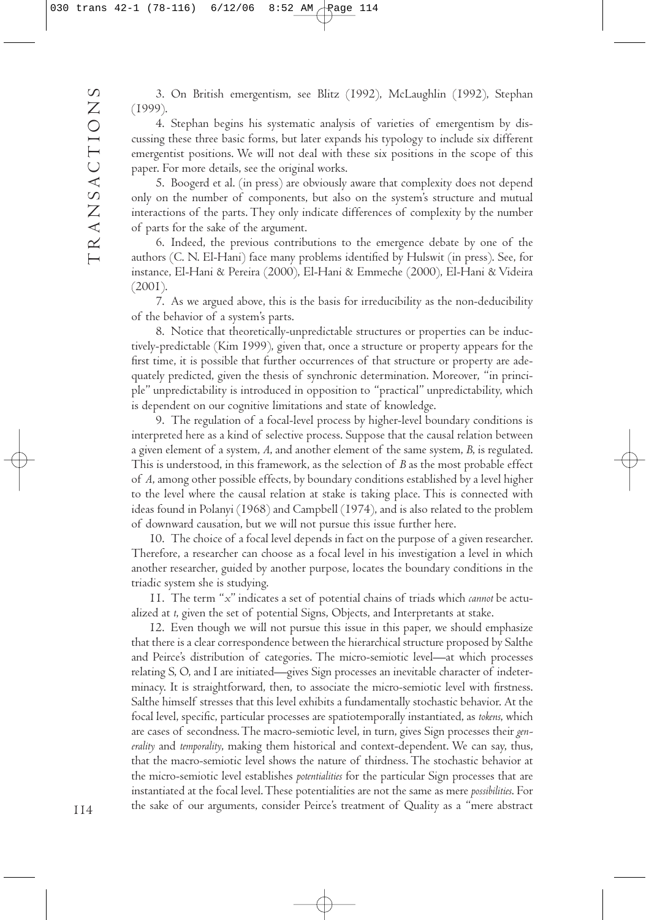3. On British emergentism, see Blitz (1992), McLaughlin (1992), Stephan (1999).

4. Stephan begins his systematic analysis of varieties of emergentism by discussing these three basic forms, but later expands his typology to include six different emergentist positions. We will not deal with these six positions in the scope of this paper. For more details, see the original works.

5. Boogerd et al. (in press) are obviously aware that complexity does not depend only on the number of components, but also on the system's structure and mutual interactions of the parts. They only indicate differences of complexity by the number of parts for the sake of the argument.

6. Indeed, the previous contributions to the emergence debate by one of the authors (C. N. El-Hani) face many problems identified by Hulswit (in press). See, for instance, El-Hani & Pereira (2000), El-Hani & Emmeche (2000), El-Hani & Videira (2001).

7. As we argued above, this is the basis for irreducibility as the non-deducibility of the behavior of a system's parts.

8. Notice that theoretically-unpredictable structures or properties can be inductively-predictable (Kim 1999), given that, once a structure or property appears for the first time, it is possible that further occurrences of that structure or property are adequately predicted, given the thesis of synchronic determination. Moreover, "in principle" unpredictability is introduced in opposition to "practical" unpredictability, which is dependent on our cognitive limitations and state of knowledge.

9. The regulation of a focal-level process by higher-level boundary conditions is interpreted here as a kind of selective process. Suppose that the causal relation between a given element of a system, *A*, and another element of the same system, *B*, is regulated. This is understood, in this framework, as the selection of *B* as the most probable effect of *A*, among other possible effects, by boundary conditions established by a level higher to the level where the causal relation at stake is taking place. This is connected with ideas found in Polanyi (1968) and Campbell (1974), and is also related to the problem of downward causation, but we will not pursue this issue further here.

10. The choice of a focal level depends in fact on the purpose of a given researcher. Therefore, a researcher can choose as a focal level in his investigation a level in which another researcher, guided by another purpose, locates the boundary conditions in the triadic system she is studying.

11. The term "*x*" indicates a set of potential chains of triads which *cannot* be actualized at *t*, given the set of potential Signs, Objects, and Interpretants at stake.

12. Even though we will not pursue this issue in this paper, we should emphasize that there is a clear correspondence between the hierarchical structure proposed by Salthe and Peirce's distribution of categories. The micro-semiotic level—at which processes relating S, O, and I are initiated—gives Sign processes an inevitable character of indeterminacy. It is straightforward, then, to associate the micro-semiotic level with firstness. Salthe himself stresses that this level exhibits a fundamentally stochastic behavior. At the focal level, specific, particular processes are spatiotemporally instantiated, as *tokens*, which are cases of secondness. The macro-semiotic level, in turn, gives Sign processes their *generality* and *temporality*, making them historical and context-dependent. We can say, thus, that the macro-semiotic level shows the nature of thirdness. The stochastic behavior at the micro-semiotic level establishes *potentialities* for the particular Sign processes that are instantiated at the focal level. These potentialities are not the same as mere *possibilities*. For the sake of our arguments, consider Peirce's treatment of Quality as a "mere abstract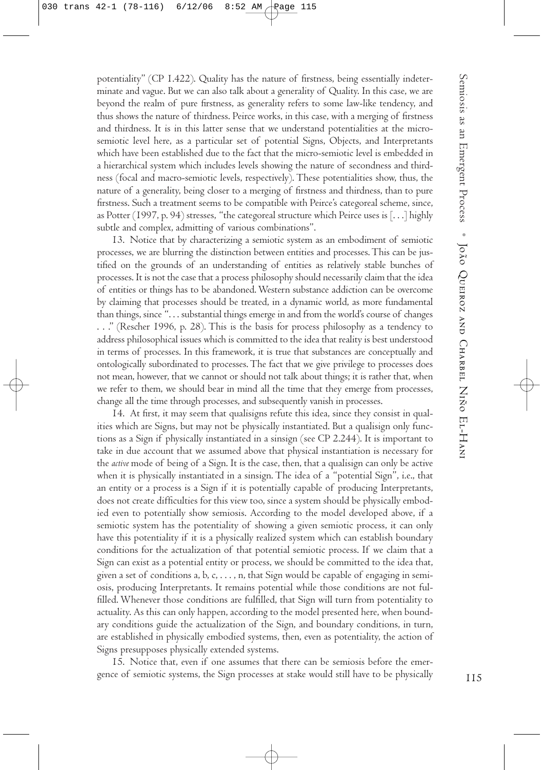potentiality" (CP 1.422). Quality has the nature of firstness, being essentially indeterminate and vague. But we can also talk about a generality of Quality. In this case, we are beyond the realm of pure firstness, as generality refers to some law-like tendency, and thus shows the nature of thirdness. Peirce works, in this case, with a merging of firstness and thirdness. It is in this latter sense that we understand potentialities at the micro-semiotic level here, as a particular set of potential Signs, Objects, and Interpretants which have been established due to the fact that the micro-semiotic level is embedded in a hierarchical system which includes levels showing the nature of secondness and thirdness (focal and macro-semiotic levels, respectively). These potentialities show, thus, the nature of a generality, being closer to a merging of firstness and thirdness, than to pure firstness. Such a treatment seems to be compatible with Peirce's categoreal scheme, since, as Potter (1997, p. 94) stresses, "the categoreal structure which Peirce uses is [. . .] highly subtle and complex, admitting of various combinations".

13. Notice that by characterizing a semiotic system as an embodiment of semiotic processes, we are blurring the distinction between entities and processes. This can be justified on the grounds of an understanding of entities as relatively stable bunches of processes. It is not the case that a process philosophy should necessarily claim that the idea of entities or things has to be abandoned. Western substance addiction can be overcome by claiming that processes should be treated, in a dynamic world, as more fundamental than things, since ". . . substantial things emerge in and from the world's course of changes . . ." (Rescher 1996, p. 28). This is the basis for process philosophy as a tendency to address philosophical issues which is committed to the idea that reality is best understood in terms of processes. In this framework, it is true that substances are conceptually and ontologically subordinated to processes. The fact that we give privilege to processes does not mean, however, that we cannot or should not talk about things; it is rather that, when we refer to them, we should bear in mind all the time that they emerge from processes, change all the time through processes, and subsequently vanish in processes.

14. At first, it may seem that qualisigns refute this idea, since they consist in qualities which are Signs, but may not be physically instantiated. But a qualisign only functions as a Sign if physically instantiated in a sinsign (see CP 2.244). It is important to take in due account that we assumed above that physical instantiation is necessary for the *active* mode of being of a Sign. It is the case, then, that a qualisign can only be active when it is physically instantiated in a sinsign. The idea of a "potential Sign", i.e., that an entity or a process is a Sign if it is potentially capable of producing Interpretants, does not create difficulties for this view too, since a system should be physically embodied even to potentially show semiosis. According to the model developed above, if a semiotic system has the potentiality of showing a given semiotic process, it can only have this potentiality if it is a physically realized system which can establish boundary conditions for the actualization of that potential semiotic process. If we claim that a Sign can exist as a potential entity or process, we should be committed to the idea that, given a set of conditions a, b, c, . . . , n, that Sign would be capable of engaging in semiosis, producing Interpretants. It remains potential while those conditions are not fulfilled. Whenever those conditions are fulfilled, that Sign will turn from potentiality to actuality. As this can only happen, according to the model presented here, when boundary conditions guide the actualization of the Sign, and boundary conditions, in turn, are established in physically embodied systems, then, even as potentiality, the action of Signs presupposes physically extended systems.

15. Notice that, even if one assumes that there can be semiosis before the emergence of semiotic systems, the Sign processes at stake would still have to be physically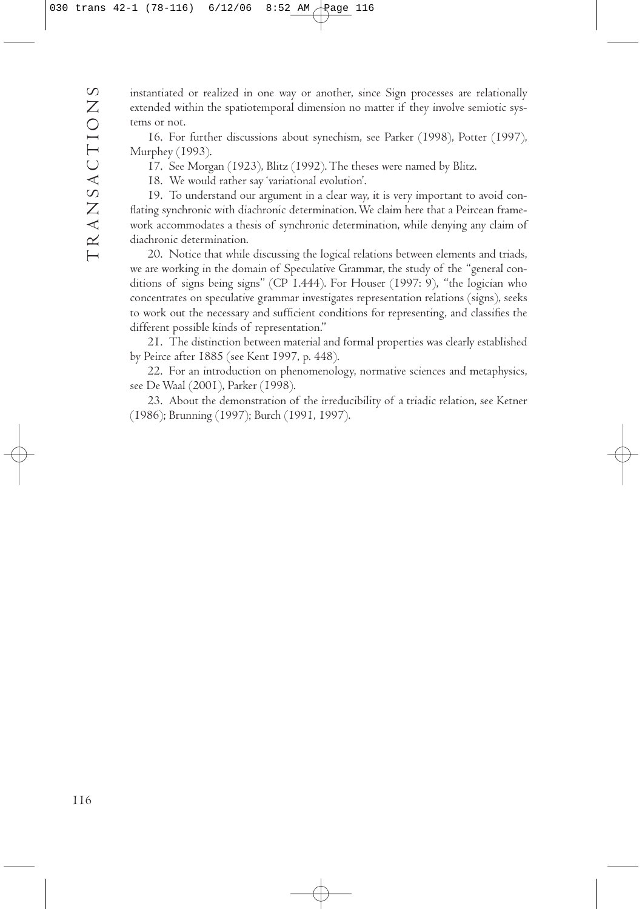instantiated or realized in one way or another, since Sign processes are relationally extended within the spatiotemporal dimension no matter if they involve semiotic systems or not.

16. For further discussions about synechism, see Parker (1998), Potter (1997), Murphey (1993).

17. See Morgan (1923), Blitz (1992). The theses were named by Blitz.

18. We would rather say 'variational evolution'.

19. To understand our argument in a clear way, it is very important to avoid conflating synchronic with diachronic determination. We claim here that a Peircean framework accommodates a thesis of synchronic determination, while denying any claim of diachronic determination.

20. Notice that while discussing the logical relations between elements and triads, we are working in the domain of Speculative Grammar, the study of the "general conditions of signs being signs" (CP 1.444). For Houser (1997: 9), "the logician who concentrates on speculative grammar investigates representation relations (signs), seeks to work out the necessary and sufficient conditions for representing, and classifies the different possible kinds of representation."

21. The distinction between material and formal properties was clearly established by Peirce after 1885 (see Kent 1997, p. 448).

22. For an introduction on phenomenology, normative sciences and metaphysics, see De Waal (2001), Parker (1998).

23. About the demonstration of the irreducibility of a triadic relation, see Ketner (1986); Brunning (1997); Burch (1991, 1997).